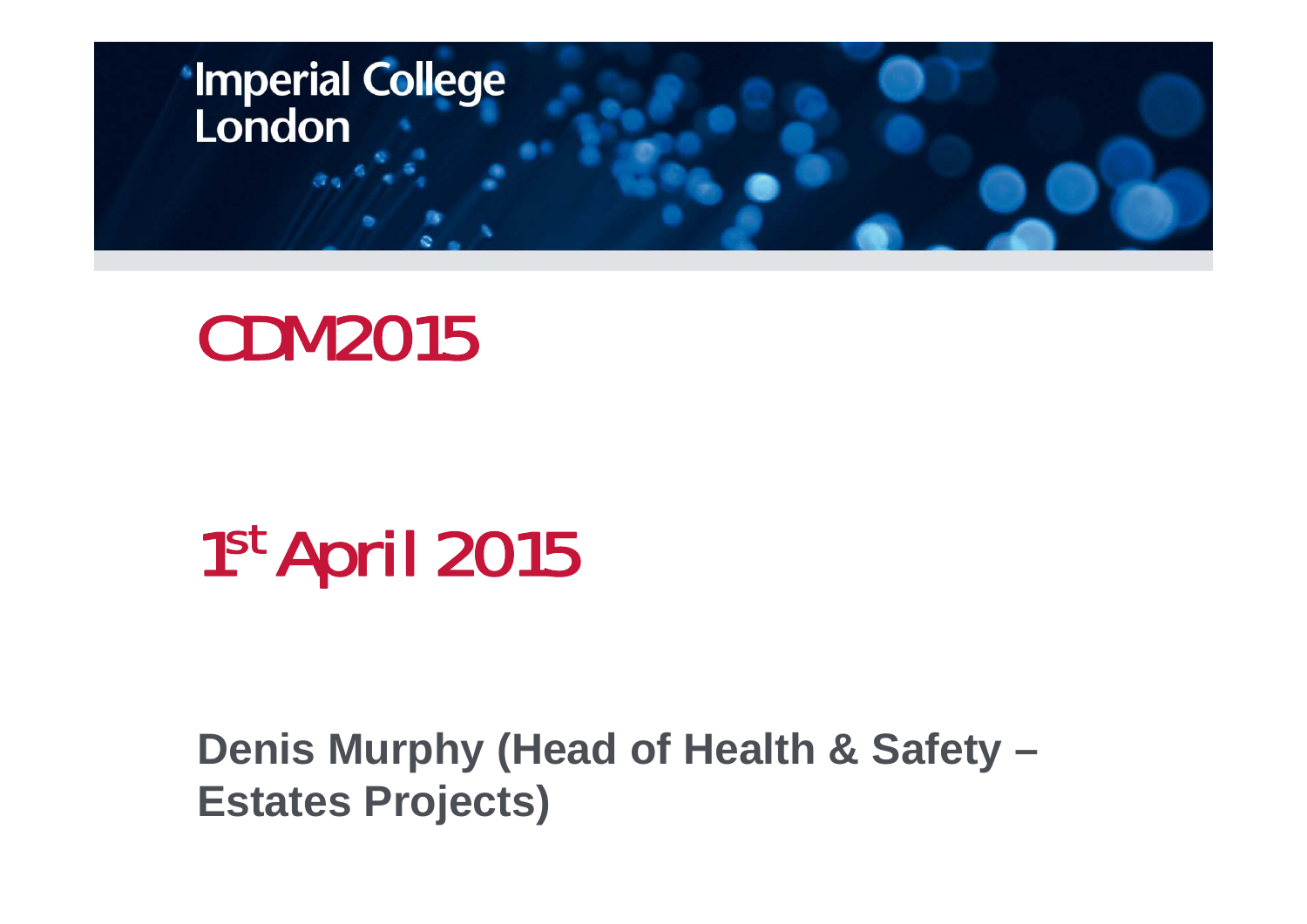Imperial College London

# CDM2015

## 1st April 2015

**Denis Murphy (Head of Health & Safety – Estates Projects)**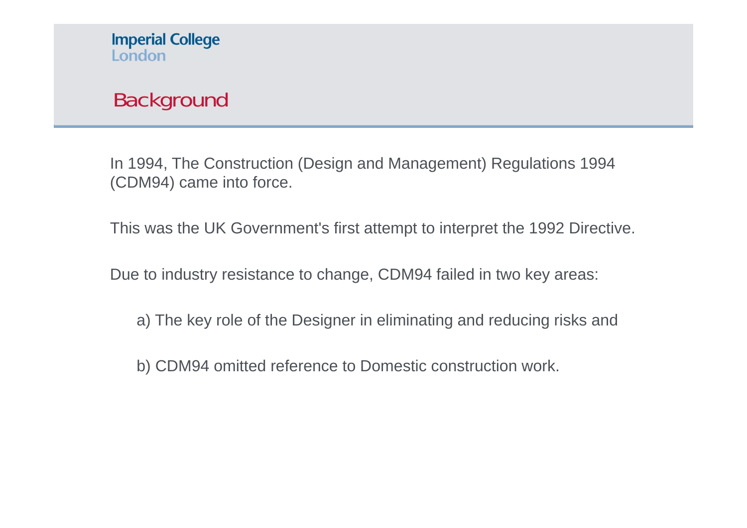## Background

In 1994, The Construction (Design and Management) Regulations 1994 (CDM94) came into force.

This was the UK Government's first attempt to interpret the 1992 Directive.

Due to industry resistance to change, CDM94 failed in two key areas:

a) The key role of the Designer in eliminating and reducing risks and

b) CDM94 omitted reference to Domestic construction work.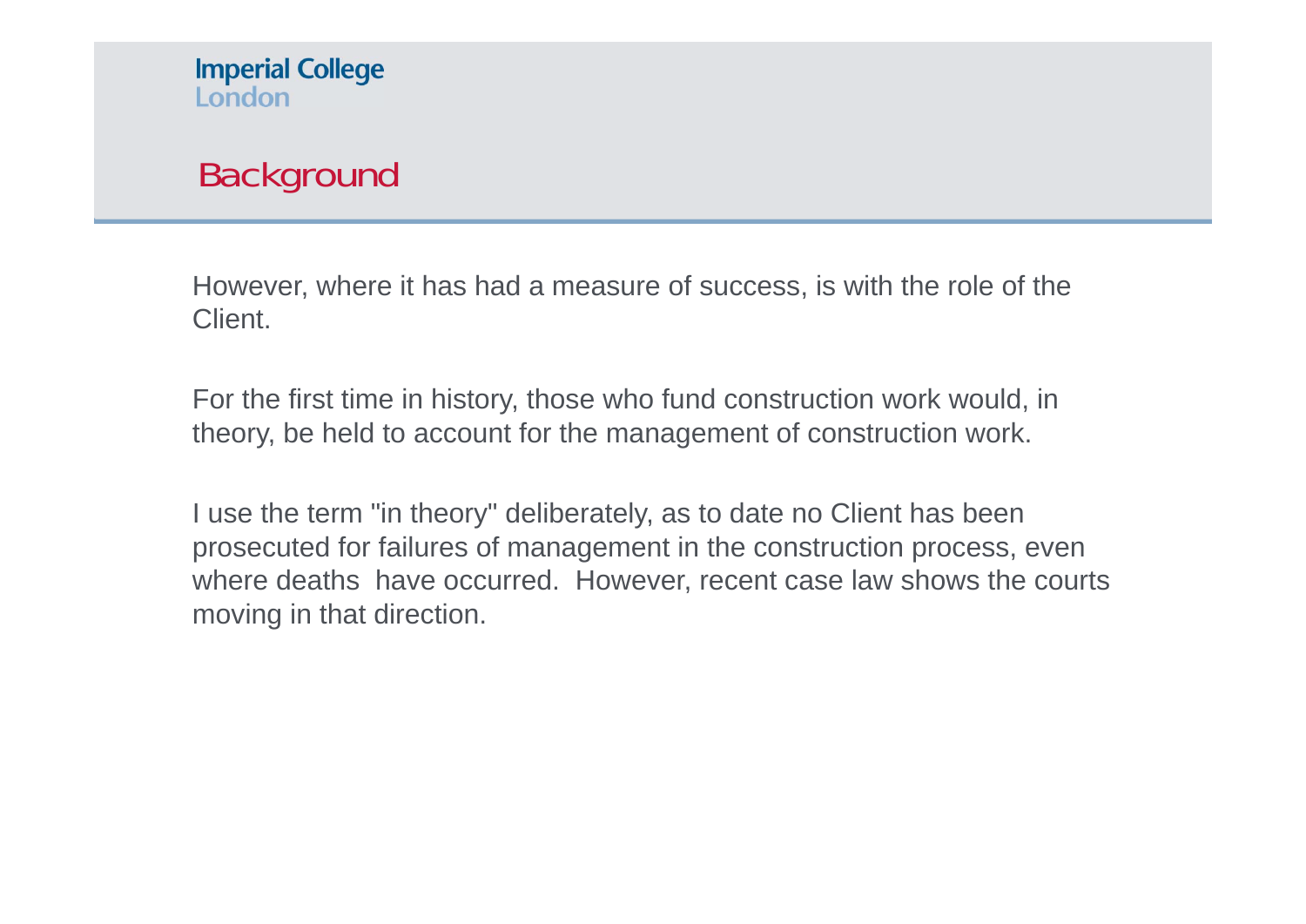## Background

However, where it has had a measure of success, is with the role of the Client.

For the first time in history, those who fund construction work would, in theory, be held to account for the management of construction work.

I use the term "in theory" deliberately, as to date no Client has been prosecuted for failures of management in the construction process, even where deaths have occurred. However, recent case law shows the courts moving in that direction.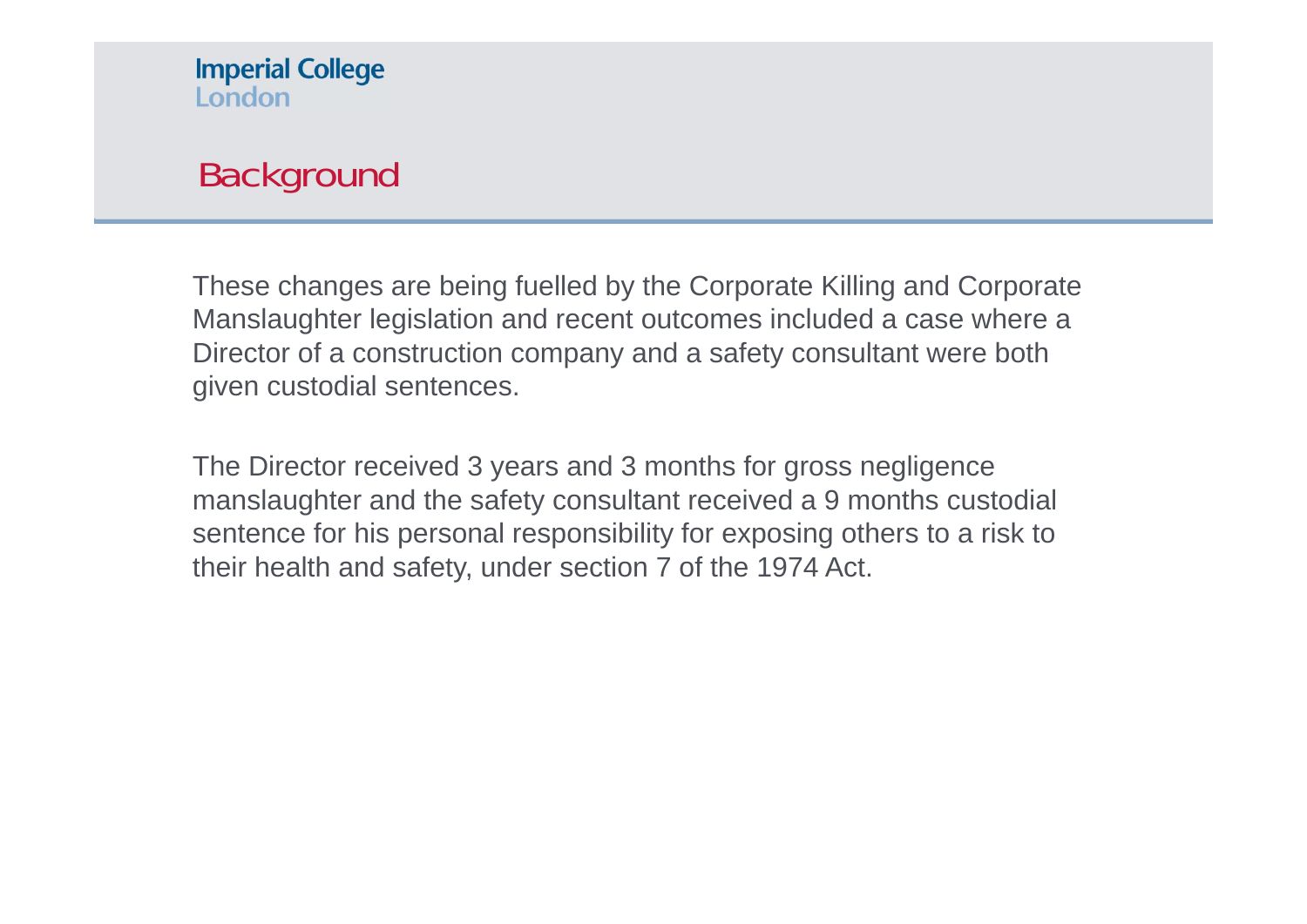# Background

These changes are being fuelled by the Corporate Killing and Corporate Manslaughter legislation and recent outcomes included a case where a Director of a construction company and a safety consultant were both given custodial sentences.

The Director received 3 years and 3 months for gross negligence manslaughter and the safety consultant received a 9 months custodial sentence for his personal responsibility for exposing others to a risk to their health and safety, under section 7 of the 1974 Act.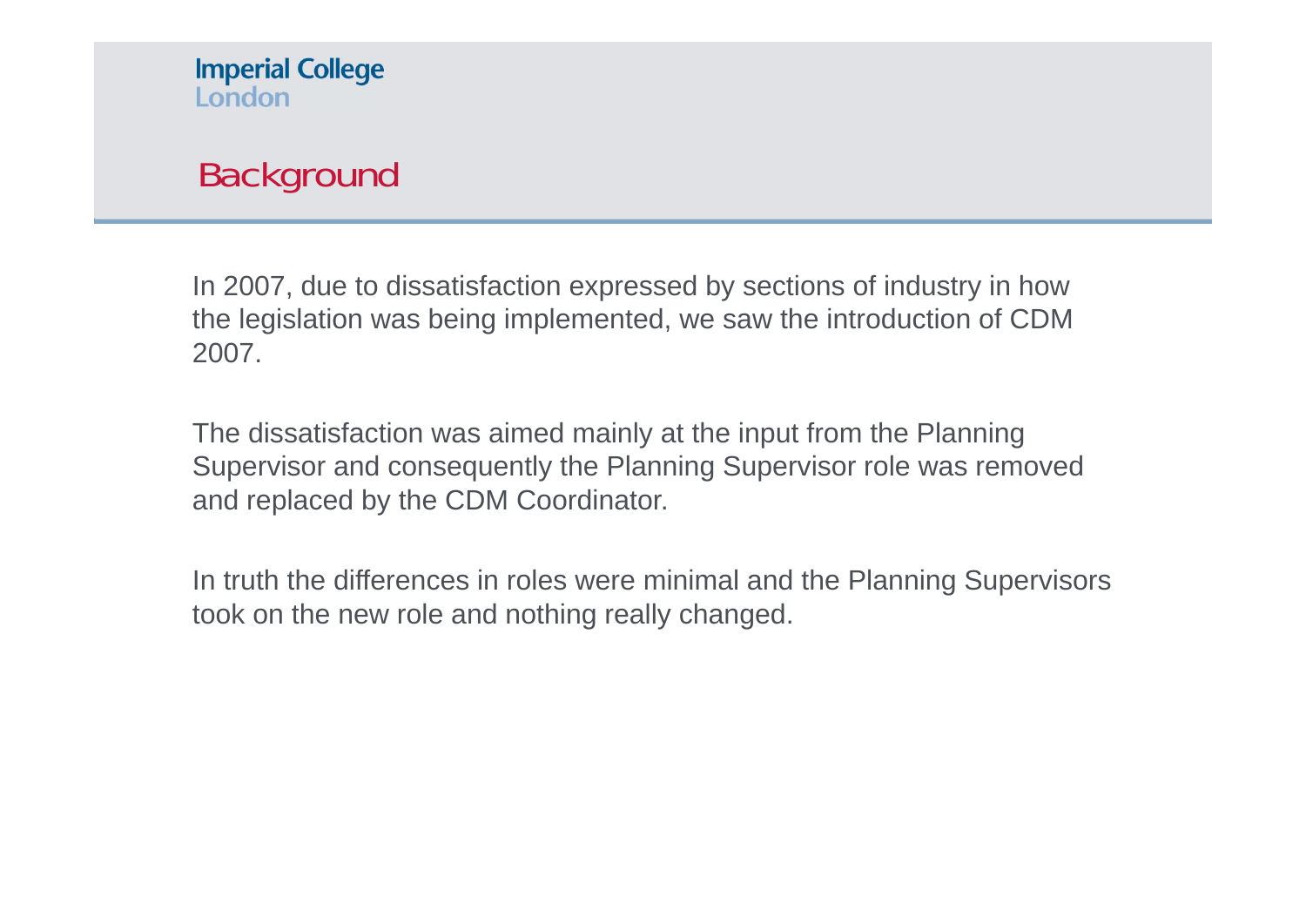# Background

In 2007, due to dissatisfaction expressed by sections of industry in how the legislation was being implemented, we saw the introduction of CDM 2007.

The dissatisfaction was aimed mainly at the input from the Planning Supervisor and consequently the Planning Supervisor role was removed and replaced by the CDM Coordinator.

In truth the differences in roles were minimal and the Planning Supervisors took on the new role and nothing really changed.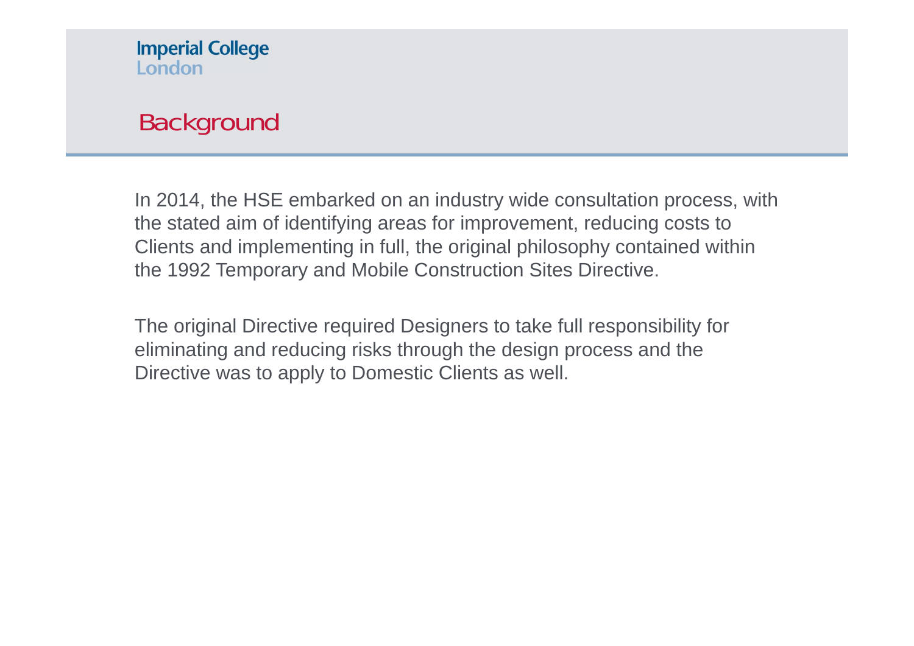# Background

In 2014, the HSE embarked on an industry wide consultation process, with the stated aim of identifying areas for improvement, reducing costs to Clients and implementing in full, the original philosophy contained within the 1992 Temporary and Mobile Construction Sites Directive.

The original Directive required Designers to take full responsibility for eliminating and reducing risks through the design process and the Directive was to apply to Domestic Clients as well.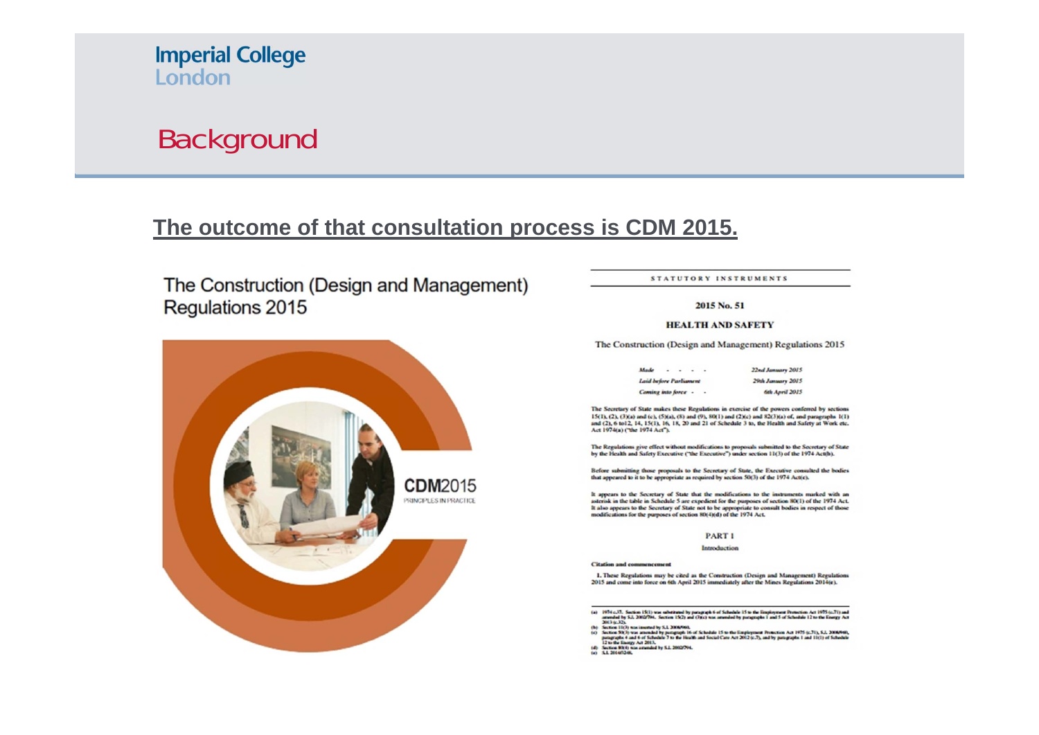# Background

**The outcome of that consultation process is CDM 2015.**

The Construction (Design and Management) Regulations 2015

CDM2015
PRINCIPLES IN PRACTICE

STATUTORY INSTRUMENTS

2015 No. 51

HEALTH AND SAFETY

The Construction (Design and Management) Regulations 2015

| | |
|---|---|
| *Made* | *22nd January 2015* |
| *Laid before Parliament* | *29th January 2015* |
| *Coming into force* | *6th April 2015* |

The Secretary of State makes these Regulations in exercise of the powers conferred by sections 15(1), (2), (3)(a) and (c), (5)(a), (8) and (9), 80(1) and (2)(c) and 82(3)(a) of, and paragraphs 1(1) and (2), 6 to12, 14, 15(1), 16, 18, 20 and 21 of Schedule 3 to, the Health and Safety at Work etc. Act 1974(a) ("the 1974 Act").

The Regulations give effect without modifications to proposals submitted to the Secretary of State by the Health and Safety Executive ("the Executive") under section 11(3) of the 1974 Act(b).

Before submitting those proposals to the Secretary of State, the Executive consulted the bodies that appeared to it to be appropriate as required by section 50(3) of the 1974 Act(c).

It appears to the Secretary of State that the modifications to the instruments marked with an asterisk in the table in Schedule 5 are expedient for the purposes of section 80(1) of the 1974 Act. It also appears to the Secretary of State not to be appropriate to consult bodies in respect of those modifications for the purposes of section 80(4)(d) of the 1974 Act.

PART 1

Introduction

**Citation and commencement**

**1.** These Regulations may be cited as the Construction (Design and Management) Regulations 2015 and come into force on 6th April 2015 immediately after the Mines Regulations 2014(e).

(a) 1974 c.37. Section 15(1) was substituted by paragraph 6 of Schedule 15 to the Employment Protection Act 1975 (c.71) and amended by S.I. 2002/794. Section 15(2) and (3)(c) was amended by paragraphs 1 and 5 of Schedule 12 to the Energy Act 2013 (c.32).
(b) Section 11(3) was inserted by S.I. 2008/960.
(c) Section 50(3) was amended by paragraph 16 of Schedule 15 to the Employment Protection Act 1975 (c.71), S.I. 2008/960, paragraphs 4 and 6 of Schedule 7 to the Health and Social Care Act 2012 (c.7), and by paragraphs 1 and 11(1) of Schedule 12 to the Energy Act 2013.
(d) Section 80(4) was amended by S.I. 2002/794.
(e) S.I. 2014/3248.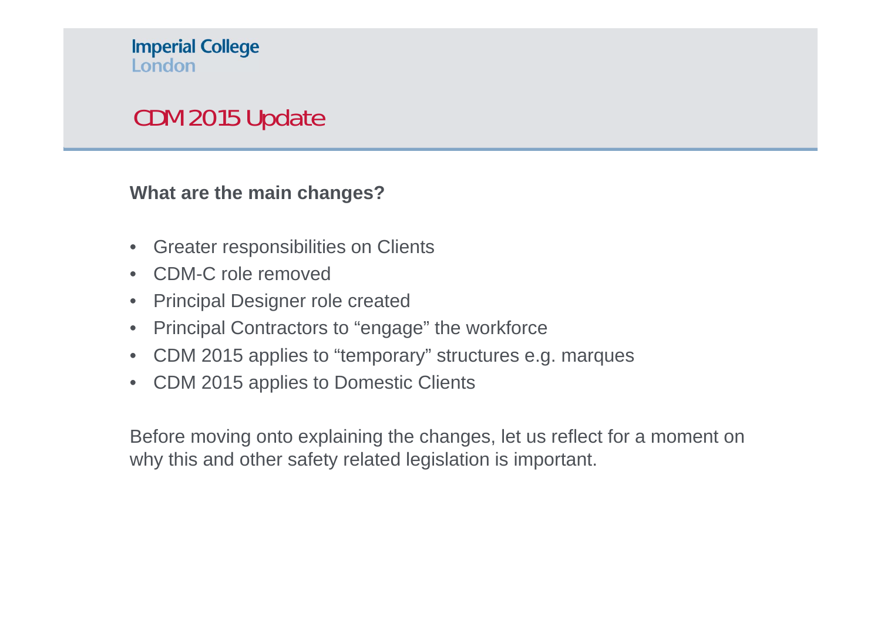# CDM 2015 Update

**What are the main changes?**

- Greater responsibilities on Clients
- CDM-C role removed
- Principal Designer role created
- Principal Contractors to “engage” the workforce
- CDM 2015 applies to “temporary” structures e.g. marques
- CDM 2015 applies to Domestic Clients

Before moving onto explaining the changes, let us reflect for a moment on why this and other safety related legislation is important.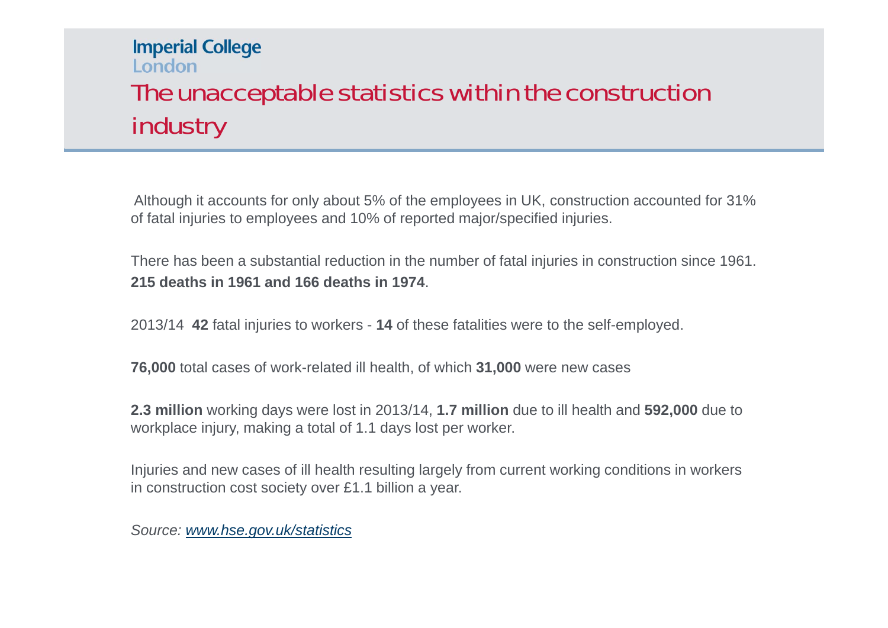# The unacceptable statistics within the construction industry

Although it accounts for only about 5% of the employees in UK, construction accounted for 31% of fatal injuries to employees and 10% of reported major/specified injuries.

There has been a substantial reduction in the number of fatal injuries in construction since 1961. **215 deaths in 1961 and 166 deaths in 1974**.

2013/14 **42** fatal injuries to workers - **14** of these fatalities were to the self-employed.

**76,000** total cases of work-related ill health, of which **31,000** were new cases

**2.3 million** working days were lost in 2013/14, **1.7 million** due to ill health and **592,000** due to workplace injury, making a total of 1.1 days lost per worker.

Injuries and new cases of ill health resulting largely from current working conditions in workers in construction cost society over £1.1 billion a year.

*Source: www.hse.gov.uk/statistics*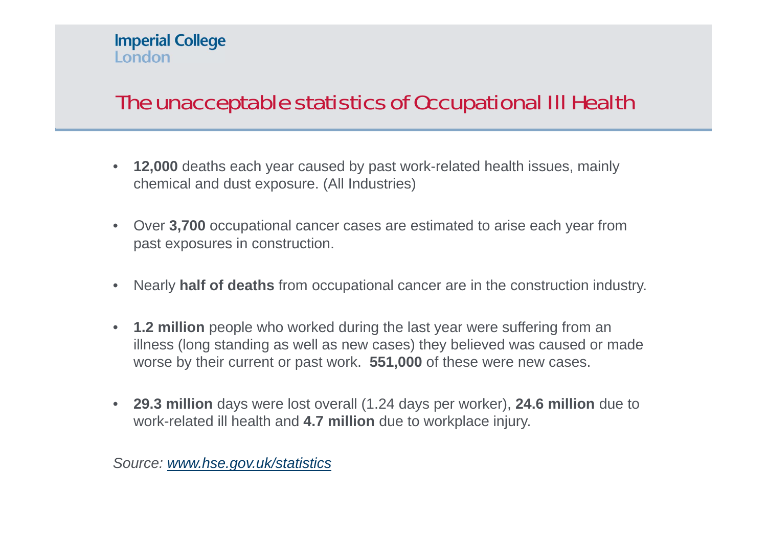Imperial College London

# The unacceptable statistics of Occupational Ill Health

- **12,000** deaths each year caused by past work-related health issues, mainly chemical and dust exposure. (All Industries)
- Over **3,700** occupational cancer cases are estimated to arise each year from past exposures in construction.
- Nearly **half of deaths** from occupational cancer are in the construction industry.
- **1.2 million** people who worked during the last year were suffering from an illness (long standing as well as new cases) they believed was caused or made worse by their current or past work. **551,000** of these were new cases.
- **29.3 million** days were lost overall (1.24 days per worker), **24.6 million** due to work-related ill health and **4.7 million** due to workplace injury.

*Source: www.hse.gov.uk/statistics*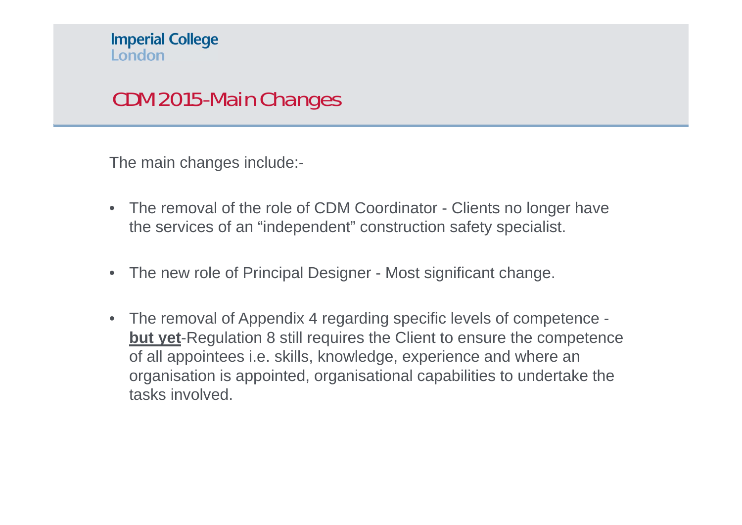# CDM 2015-Main Changes

The main changes include:-

- The removal of the role of CDM Coordinator - Clients no longer have the services of an "independent" construction safety specialist.
- The new role of Principal Designer - Most significant change.
- The removal of Appendix 4 regarding specific levels of competence - **but yet**-Regulation 8 still requires the Client to ensure the competence of all appointees i.e. skills, knowledge, experience and where an organisation is appointed, organisational capabilities to undertake the tasks involved.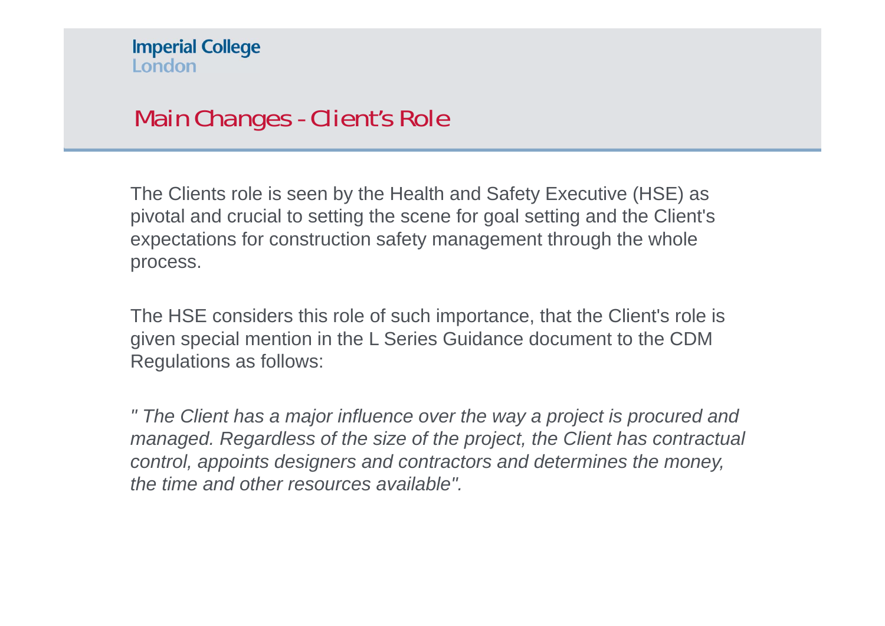## Main Changes - Client’s Role

The Clients role is seen by the Health and Safety Executive (HSE) as pivotal and crucial to setting the scene for goal setting and the Client's expectations for construction safety management through the whole process.

The HSE considers this role of such importance, that the Client's role is given special mention in the L Series Guidance document to the CDM Regulations as follows:

*" The Client has a major influence over the way a project is procured and managed. Regardless of the size of the project, the Client has contractual control, appoints designers and contractors and determines the money, the time and other resources available".*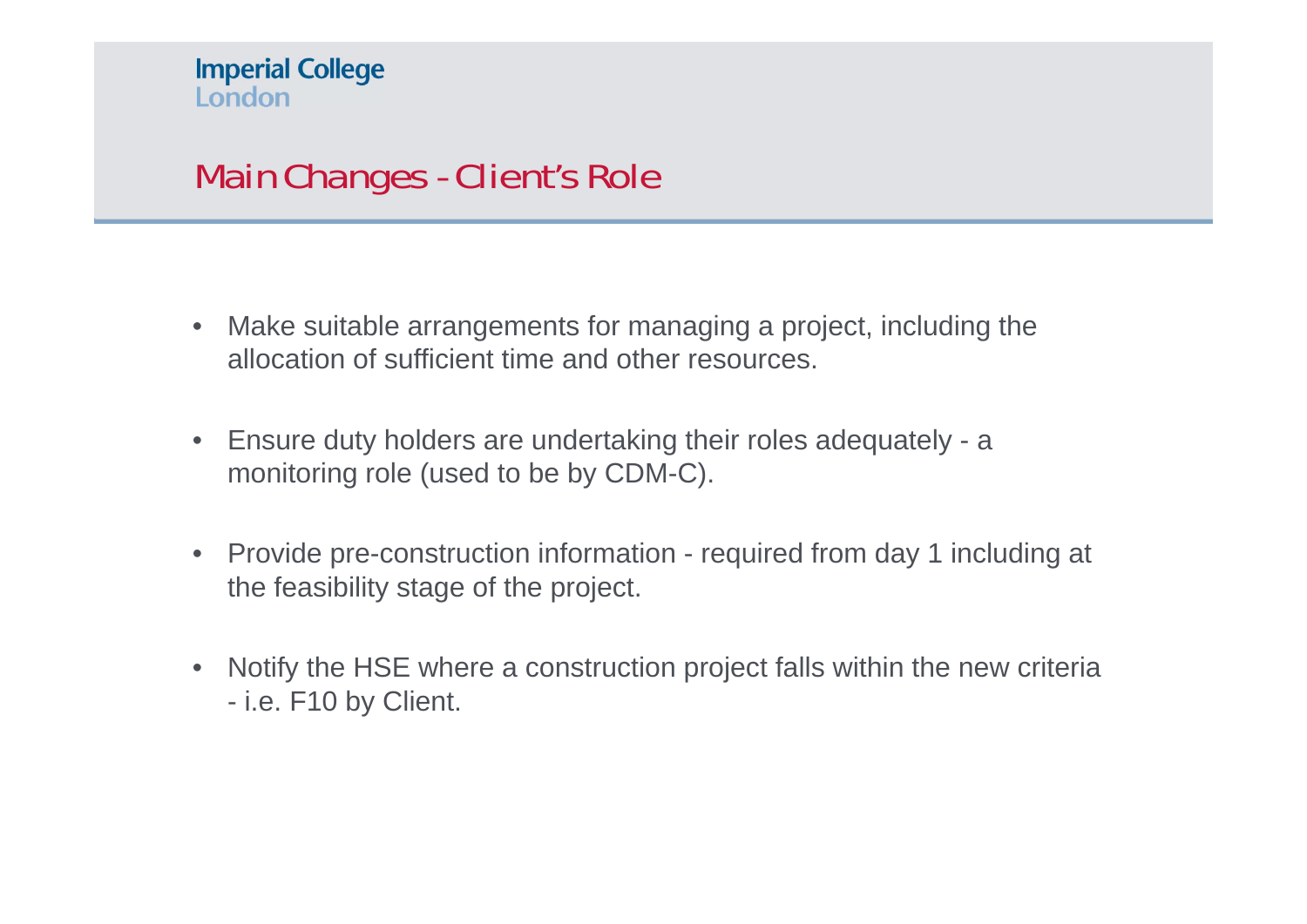## Main Changes - Client's Role

- Make suitable arrangements for managing a project, including the allocation of sufficient time and other resources.
- Ensure duty holders are undertaking their roles adequately - a monitoring role (used to be by CDM-C).
- Provide pre-construction information - required from day 1 including at the feasibility stage of the project.
- Notify the HSE where a construction project falls within the new criteria - i.e. F10 by Client.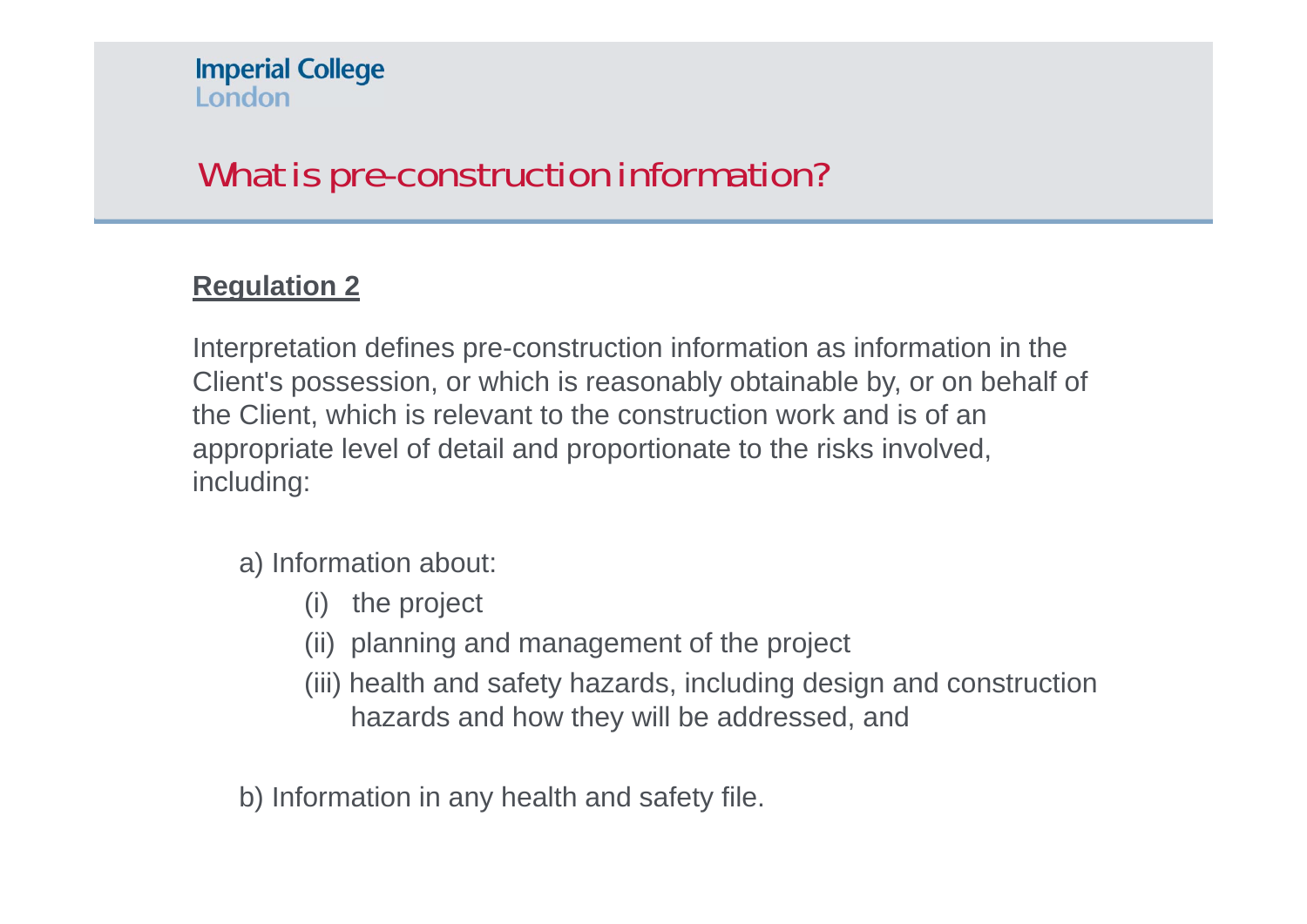# What is pre-construction information?

**Regulation 2**

Interpretation defines pre-construction information as information in the Client's possession, or which is reasonably obtainable by, or on behalf of the Client, which is relevant to the construction work and is of an appropriate level of detail and proportionate to the risks involved, including:

a) Information about:

- (i) the project
- (ii) planning and management of the project
- (iii) health and safety hazards, including design and construction hazards and how they will be addressed, and

b) Information in any health and safety file.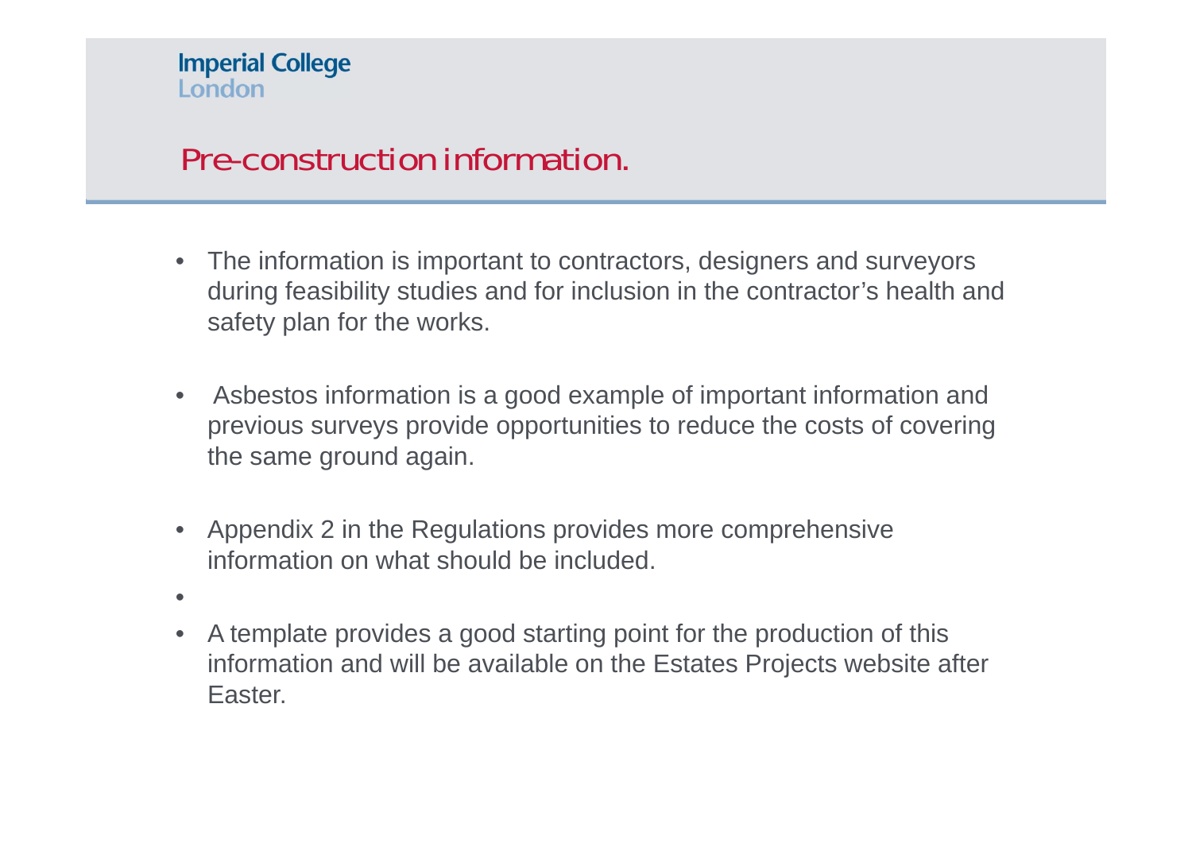# Pre-construction information.

- The information is important to contractors, designers and surveyors during feasibility studies and for inclusion in the contractor's health and safety plan for the works.
- Asbestos information is a good example of important information and previous surveys provide opportunities to reduce the costs of covering the same ground again.
- Appendix 2 in the Regulations provides more comprehensive information on what should be included.
- A template provides a good starting point for the production of this information and will be available on the Estates Projects website after Easter.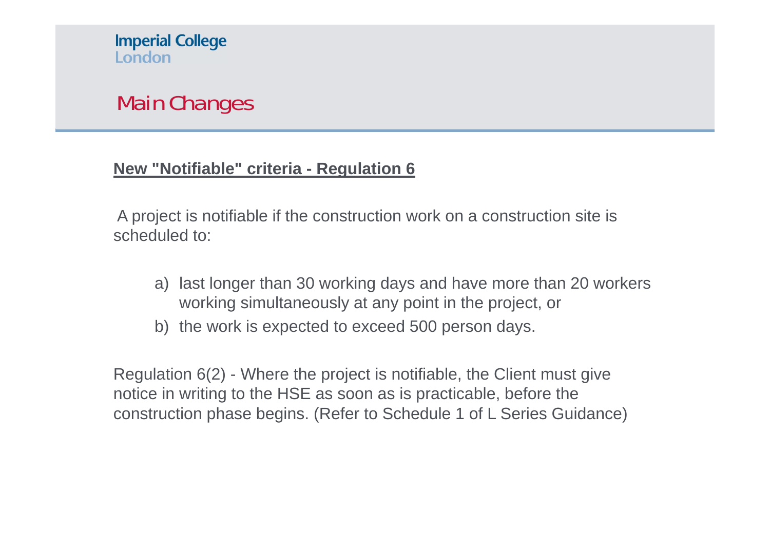## Main Changes

**New "Notifiable" criteria - Regulation 6**

A project is notifiable if the construction work on a construction site is scheduled to:

a) last longer than 30 working days and have more than 20 workers working simultaneously at any point in the project, or
b) the work is expected to exceed 500 person days.

Regulation 6(2) - Where the project is notifiable, the Client must give notice in writing to the HSE as soon as is practicable, before the construction phase begins. (Refer to Schedule 1 of L Series Guidance)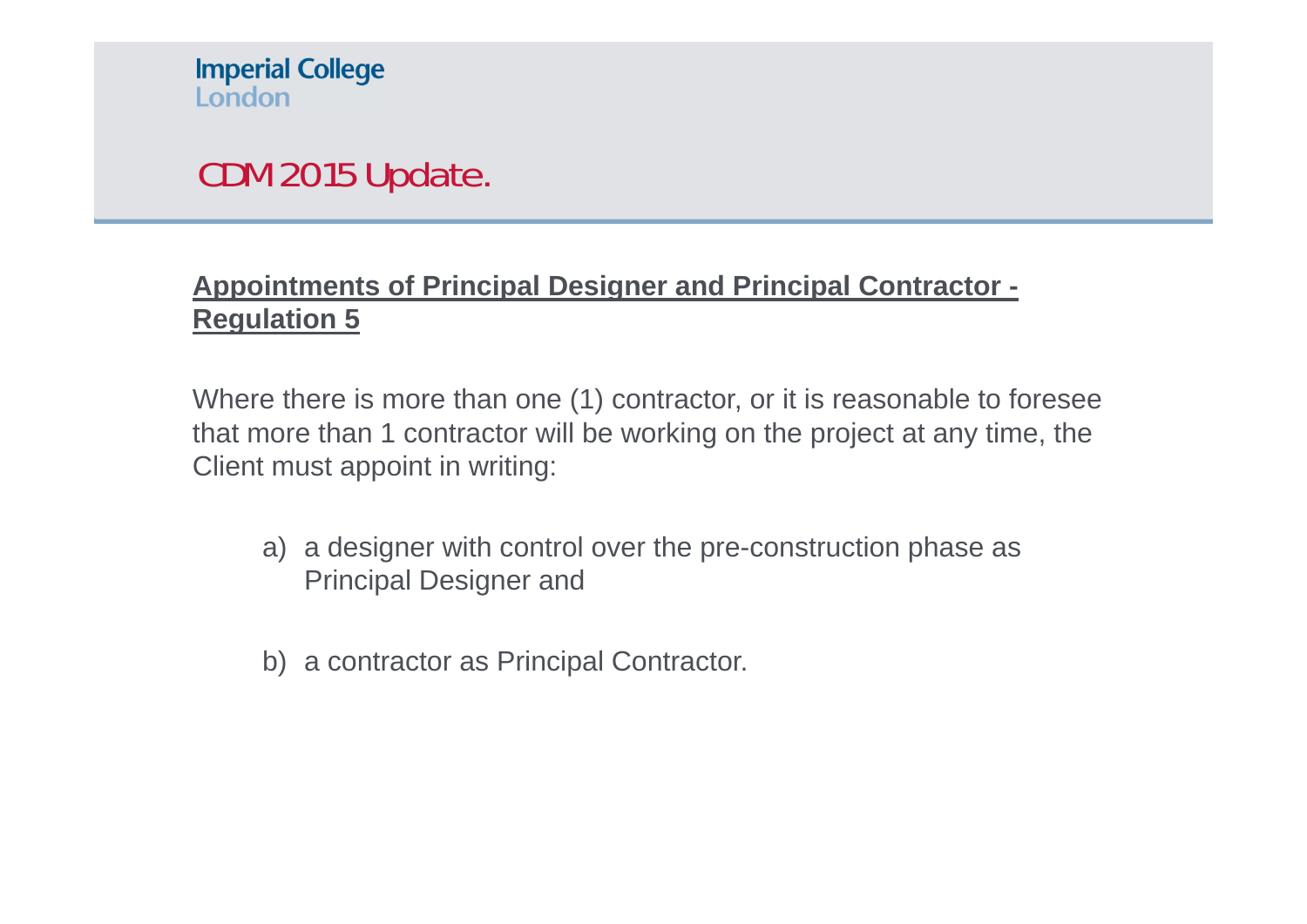# CDM 2015 Update.

**Appointments of Principal Designer and Principal Contractor - Regulation 5**

Where there is more than one (1) contractor, or it is reasonable to foresee that more than 1 contractor will be working on the project at any time, the Client must appoint in writing:

a) a designer with control over the pre-construction phase as Principal Designer and

b) a contractor as Principal Contractor.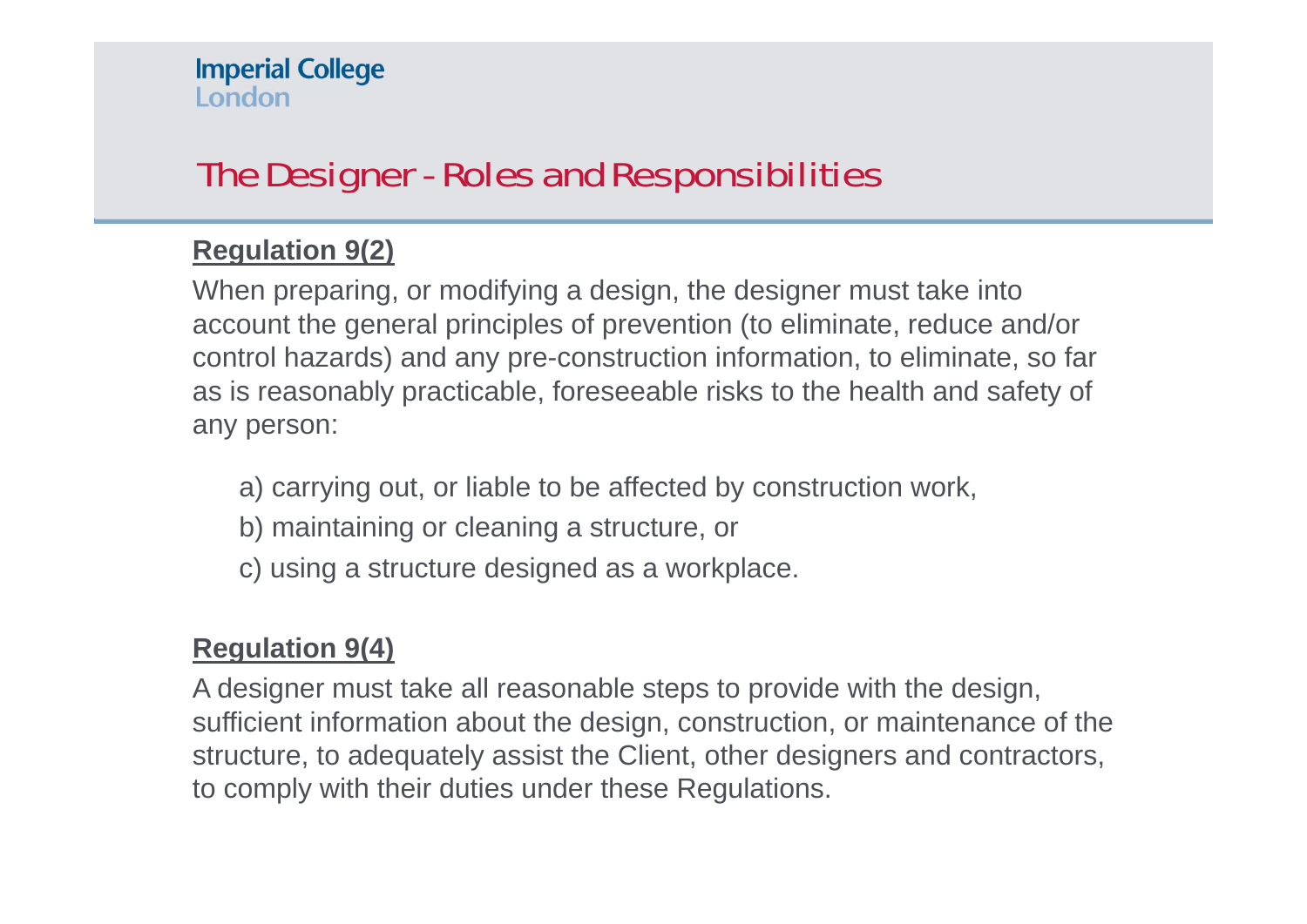# The Designer - Roles and Responsibilities

**Regulation 9(2)**

When preparing, or modifying a design, the designer must take into account the general principles of prevention (to eliminate, reduce and/or control hazards) and any pre-construction information, to eliminate, so far as is reasonably practicable, foreseeable risks to the health and safety of any person:

a) carrying out, or liable to be affected by construction work,

b) maintaining or cleaning a structure, or

c) using a structure designed as a workplace.

**Regulation 9(4)**

A designer must take all reasonable steps to provide with the design, sufficient information about the design, construction, or maintenance of the structure, to adequately assist the Client, other designers and contractors, to comply with their duties under these Regulations.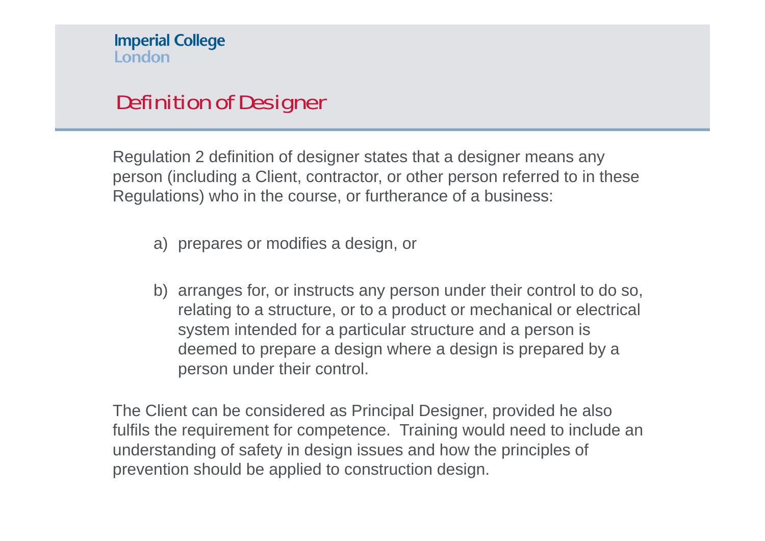# Definition of Designer

Regulation 2 definition of designer states that a designer means any person (including a Client, contractor, or other person referred to in these Regulations) who in the course, or furtherance of a business:

a) prepares or modifies a design, or

b) arranges for, or instructs any person under their control to do so, relating to a structure, or to a product or mechanical or electrical system intended for a particular structure and a person is deemed to prepare a design where a design is prepared by a person under their control.

The Client can be considered as Principal Designer, provided he also fulfils the requirement for competence. Training would need to include an understanding of safety in design issues and how the principles of prevention should be applied to construction design.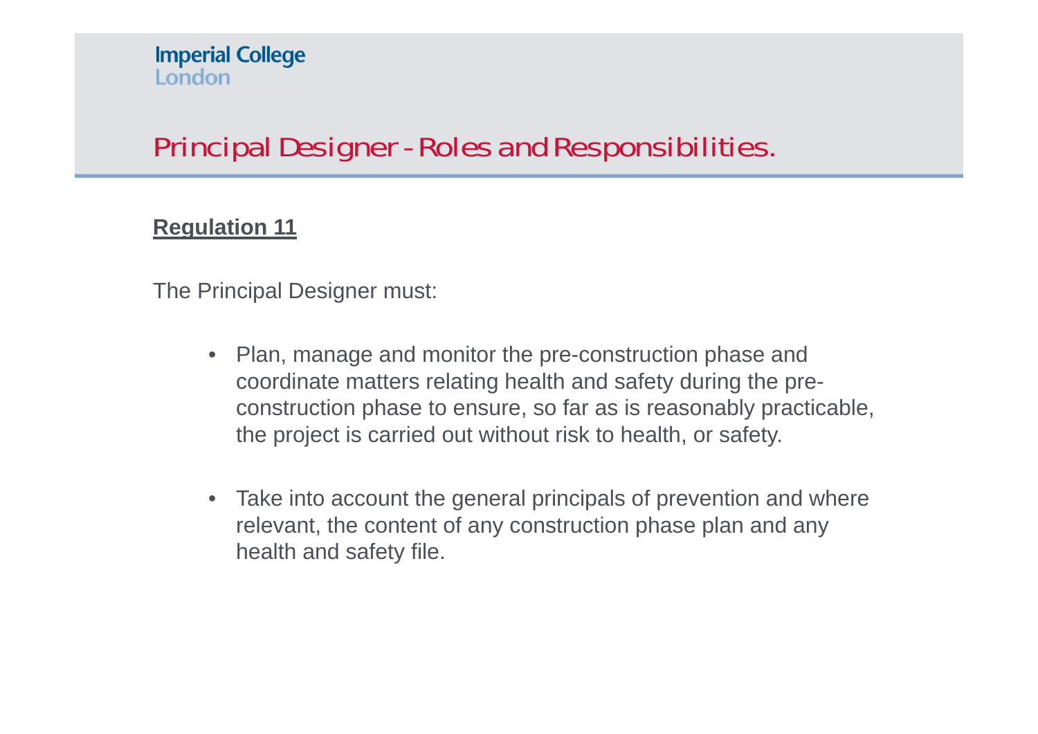# Principal Designer - Roles and Responsibilities.

**Regulation 11**

The Principal Designer must:

- Plan, manage and monitor the pre-construction phase and coordinate matters relating health and safety during the pre-construction phase to ensure, so far as is reasonably practicable, the project is carried out without risk to health, or safety.

- Take into account the general principals of prevention and where relevant, the content of any construction phase plan and any health and safety file.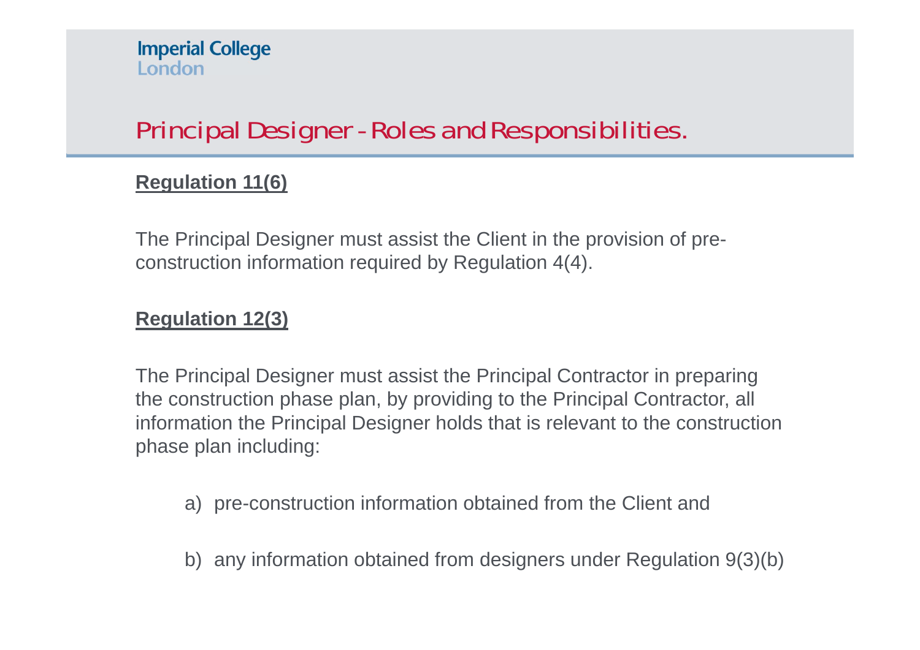# Principal Designer - Roles and Responsibilities.

**Regulation 11(6)**

The Principal Designer must assist the Client in the provision of pre-construction information required by Regulation 4(4).

**Regulation 12(3)**

The Principal Designer must assist the Principal Contractor in preparing the construction phase plan, by providing to the Principal Contractor, all information the Principal Designer holds that is relevant to the construction phase plan including:

a) pre-construction information obtained from the Client and

b) any information obtained from designers under Regulation 9(3)(b)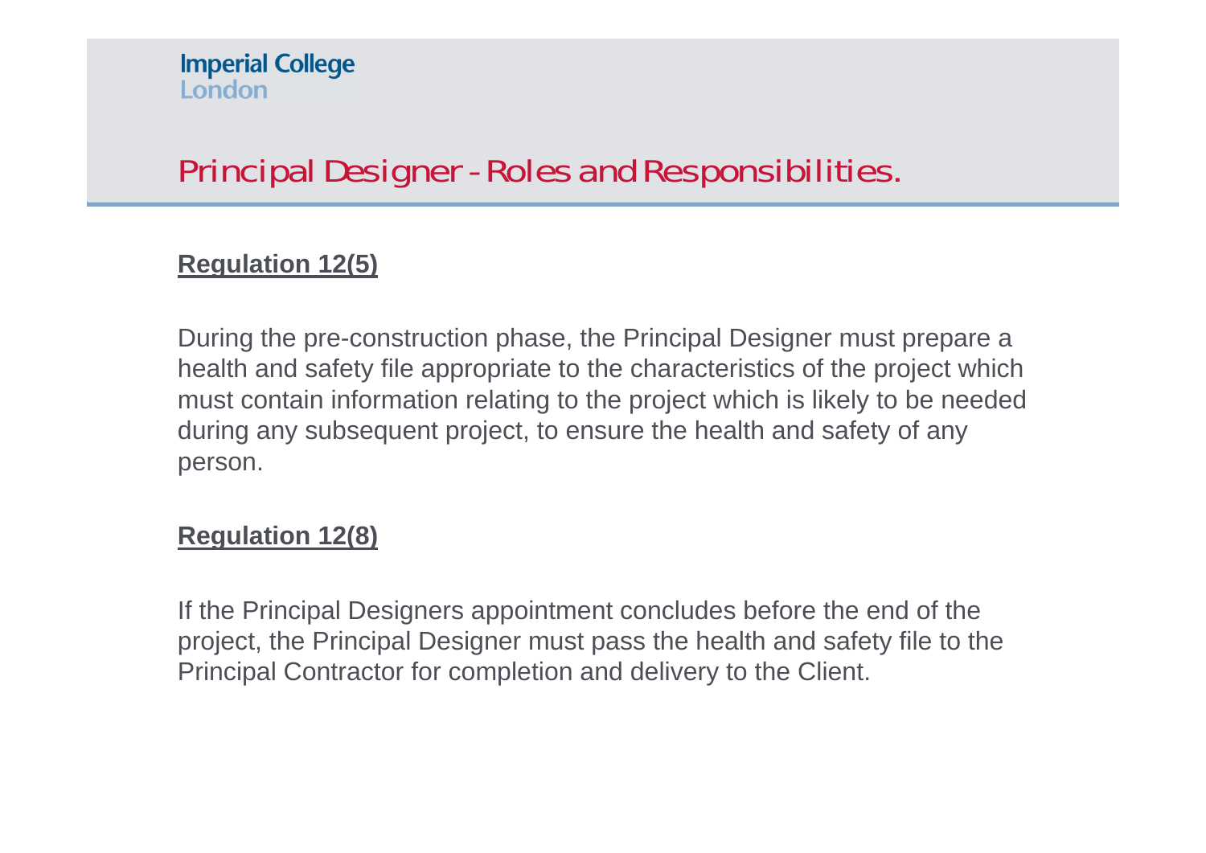# Principal Designer - Roles and Responsibilities.

**Regulation 12(5)**

During the pre-construction phase, the Principal Designer must prepare a health and safety file appropriate to the characteristics of the project which must contain information relating to the project which is likely to be needed during any subsequent project, to ensure the health and safety of any person.

**Regulation 12(8)**

If the Principal Designers appointment concludes before the end of the project, the Principal Designer must pass the health and safety file to the Principal Contractor for completion and delivery to the Client.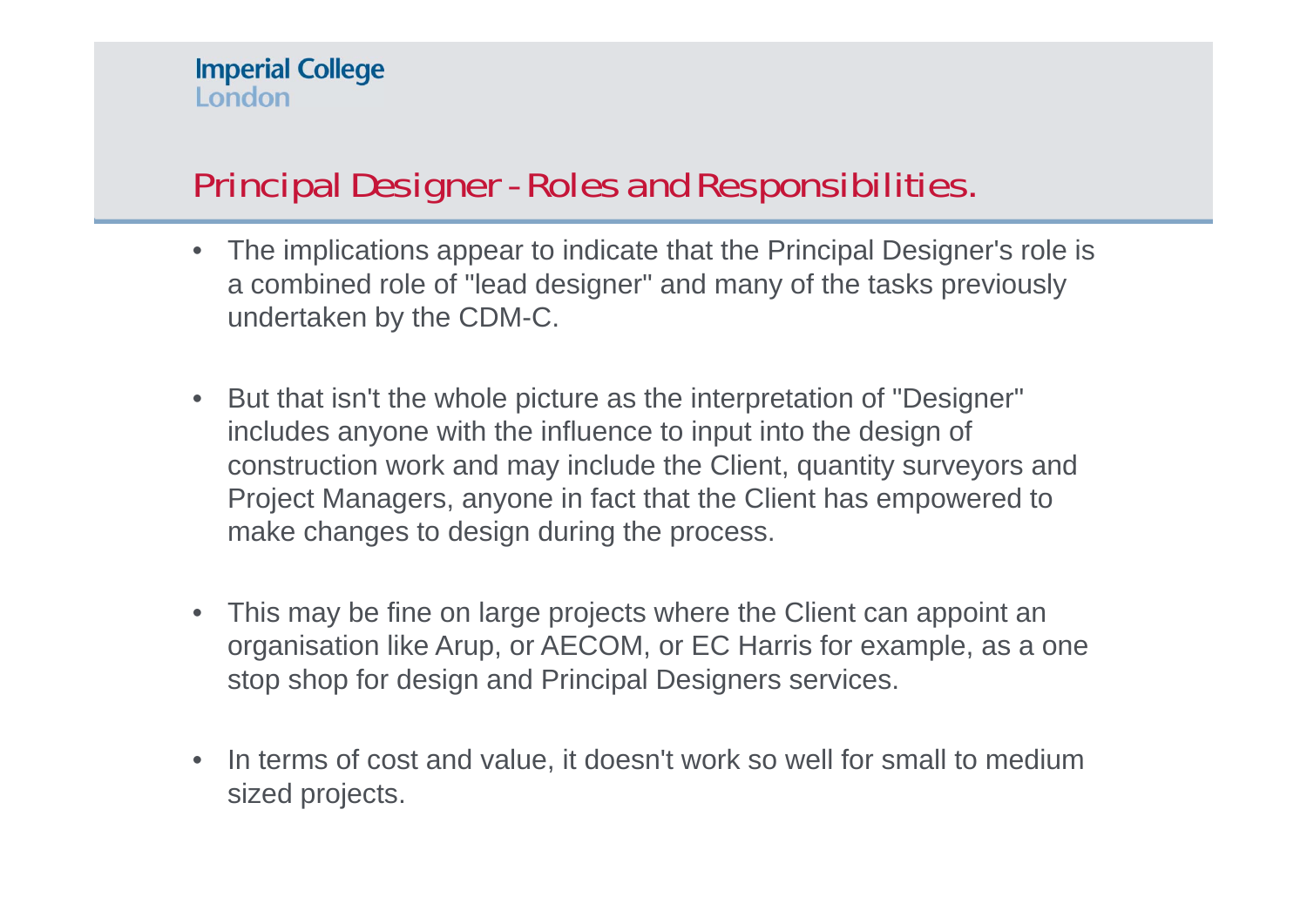# Principal Designer - Roles and Responsibilities.

- The implications appear to indicate that the Principal Designer's role is a combined role of "lead designer" and many of the tasks previously undertaken by the CDM-C.
- But that isn't the whole picture as the interpretation of "Designer" includes anyone with the influence to input into the design of construction work and may include the Client, quantity surveyors and Project Managers, anyone in fact that the Client has empowered to make changes to design during the process.
- This may be fine on large projects where the Client can appoint an organisation like Arup, or AECOM, or EC Harris for example, as a one stop shop for design and Principal Designers services.
- In terms of cost and value, it doesn't work so well for small to medium sized projects.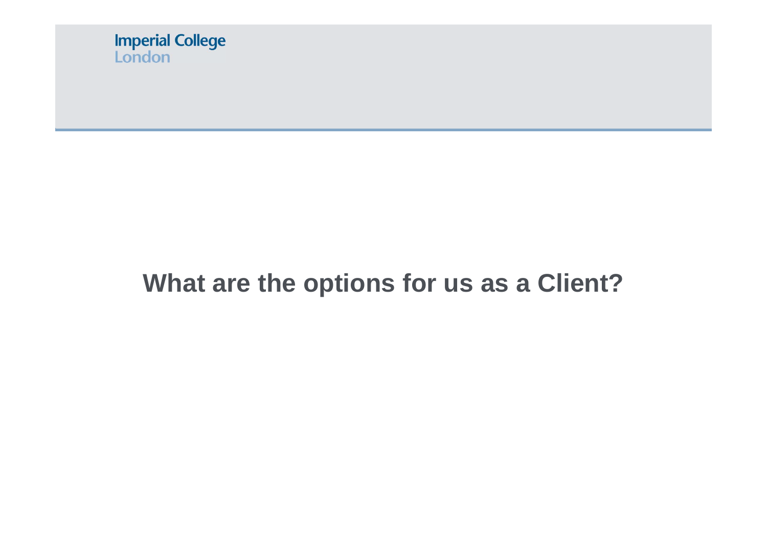# What are the options for us as a Client?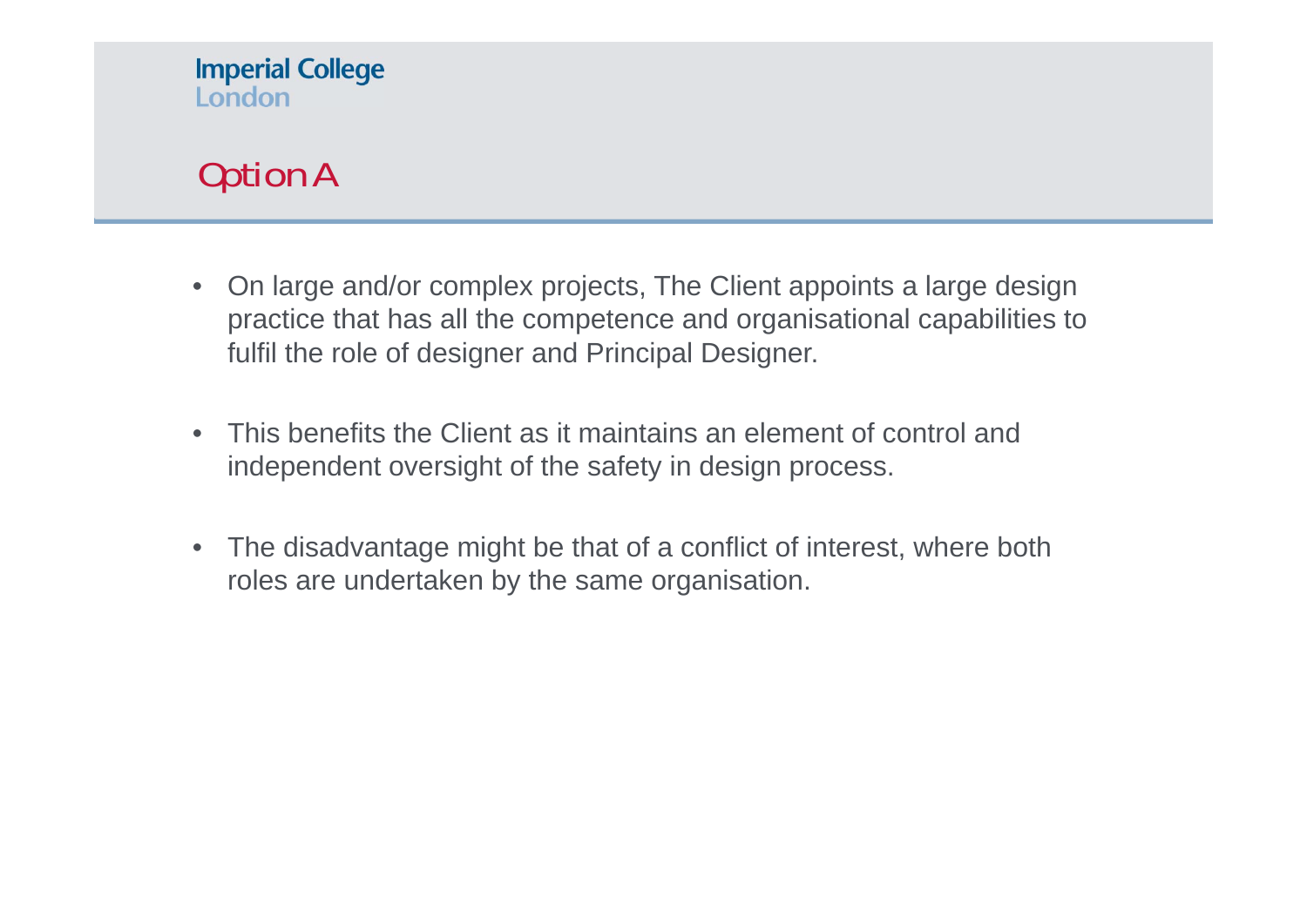# Option A

- On large and/or complex projects, The Client appoints a large design practice that has all the competence and organisational capabilities to fulfil the role of designer and Principal Designer.
- This benefits the Client as it maintains an element of control and independent oversight of the safety in design process.
- The disadvantage might be that of a conflict of interest, where both roles are undertaken by the same organisation.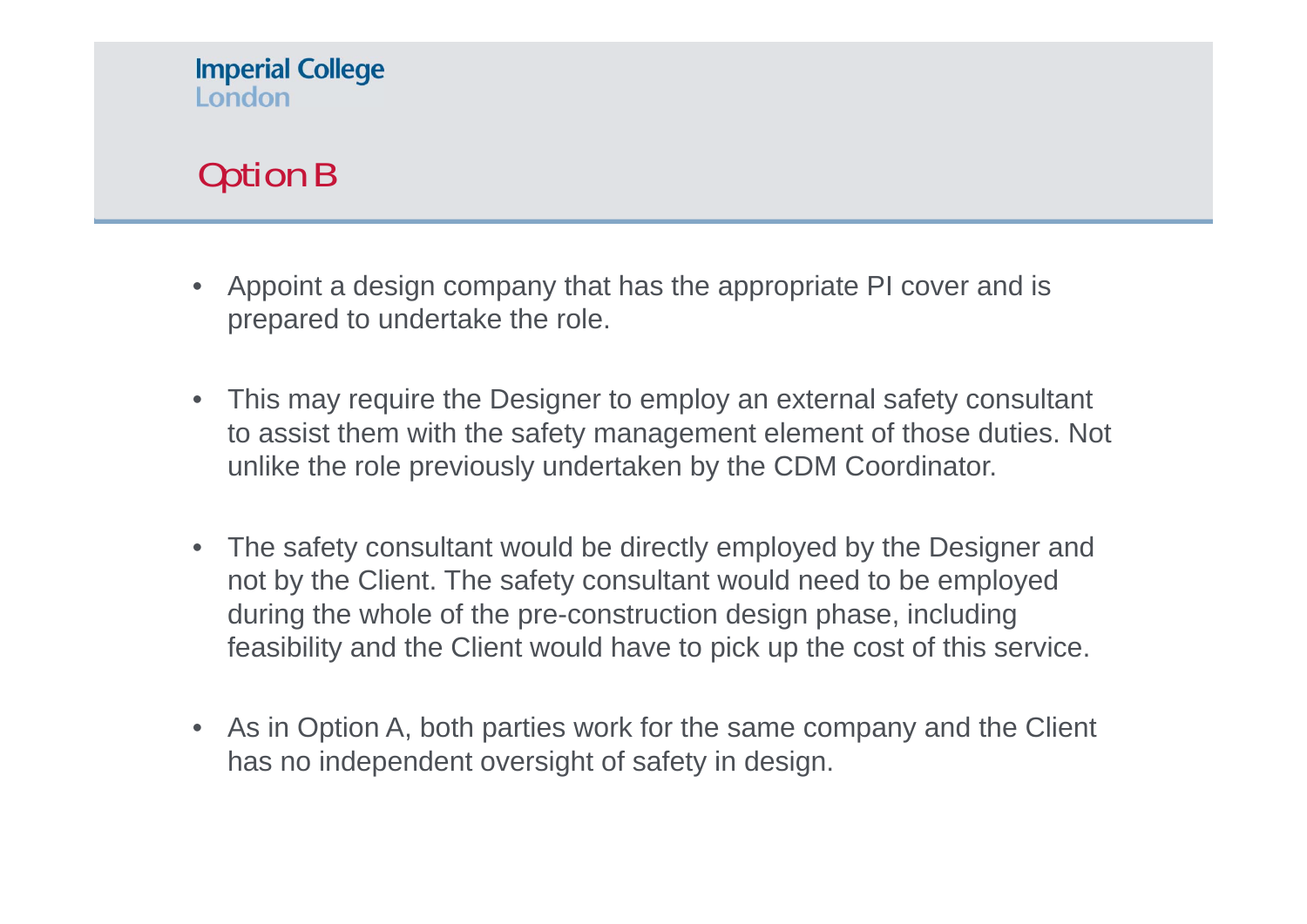# Option B

- Appoint a design company that has the appropriate PI cover and is prepared to undertake the role.

- This may require the Designer to employ an external safety consultant to assist them with the safety management element of those duties. Not unlike the role previously undertaken by the CDM Coordinator.

- The safety consultant would be directly employed by the Designer and not by the Client. The safety consultant would need to be employed during the whole of the pre-construction design phase, including feasibility and the Client would have to pick up the cost of this service.

- As in Option A, both parties work for the same company and the Client has no independent oversight of safety in design.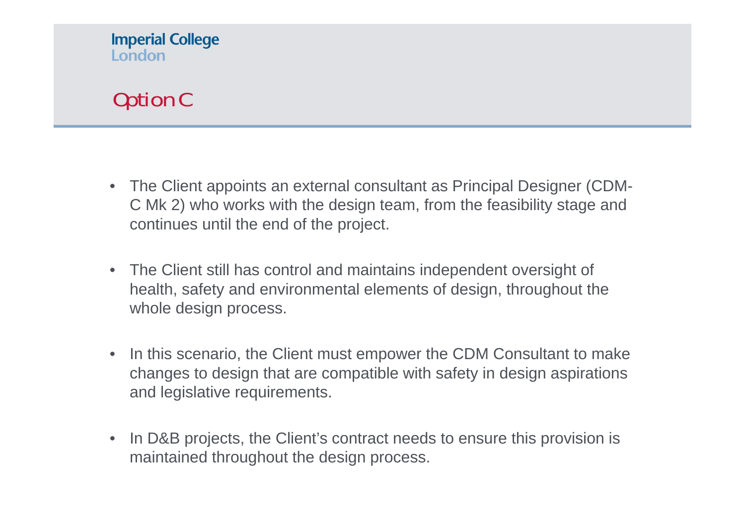# Option C

- The Client appoints an external consultant as Principal Designer (CDM-C Mk 2) who works with the design team, from the feasibility stage and continues until the end of the project.
- The Client still has control and maintains independent oversight of health, safety and environmental elements of design, throughout the whole design process.
- In this scenario, the Client must empower the CDM Consultant to make changes to design that are compatible with safety in design aspirations and legislative requirements.
- In D&B projects, the Client's contract needs to ensure this provision is maintained throughout the design process.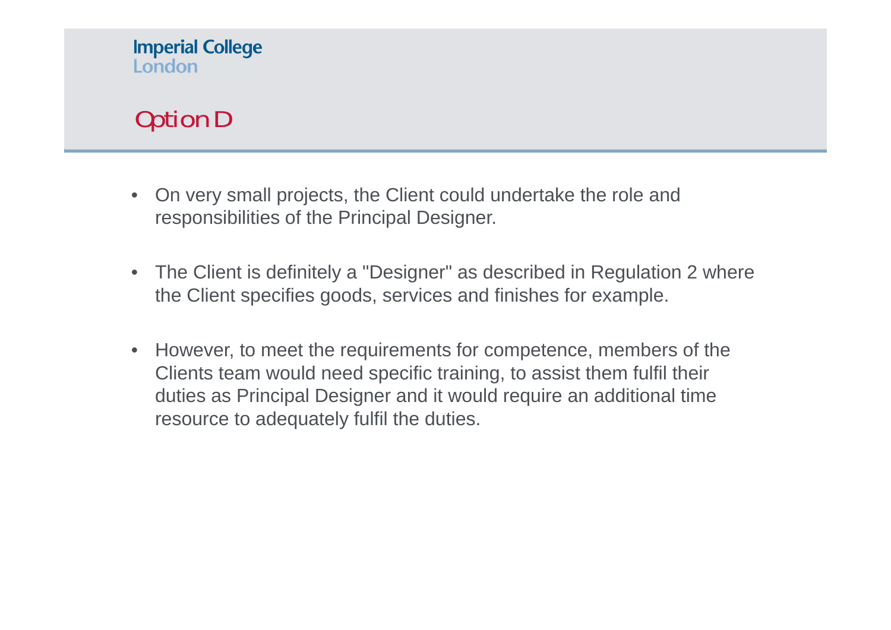# Option D

- On very small projects, the Client could undertake the role and responsibilities of the Principal Designer.

- The Client is definitely a "Designer" as described in Regulation 2 where the Client specifies goods, services and finishes for example.

- However, to meet the requirements for competence, members of the Clients team would need specific training, to assist them fulfil their duties as Principal Designer and it would require an additional time resource to adequately fulfil the duties.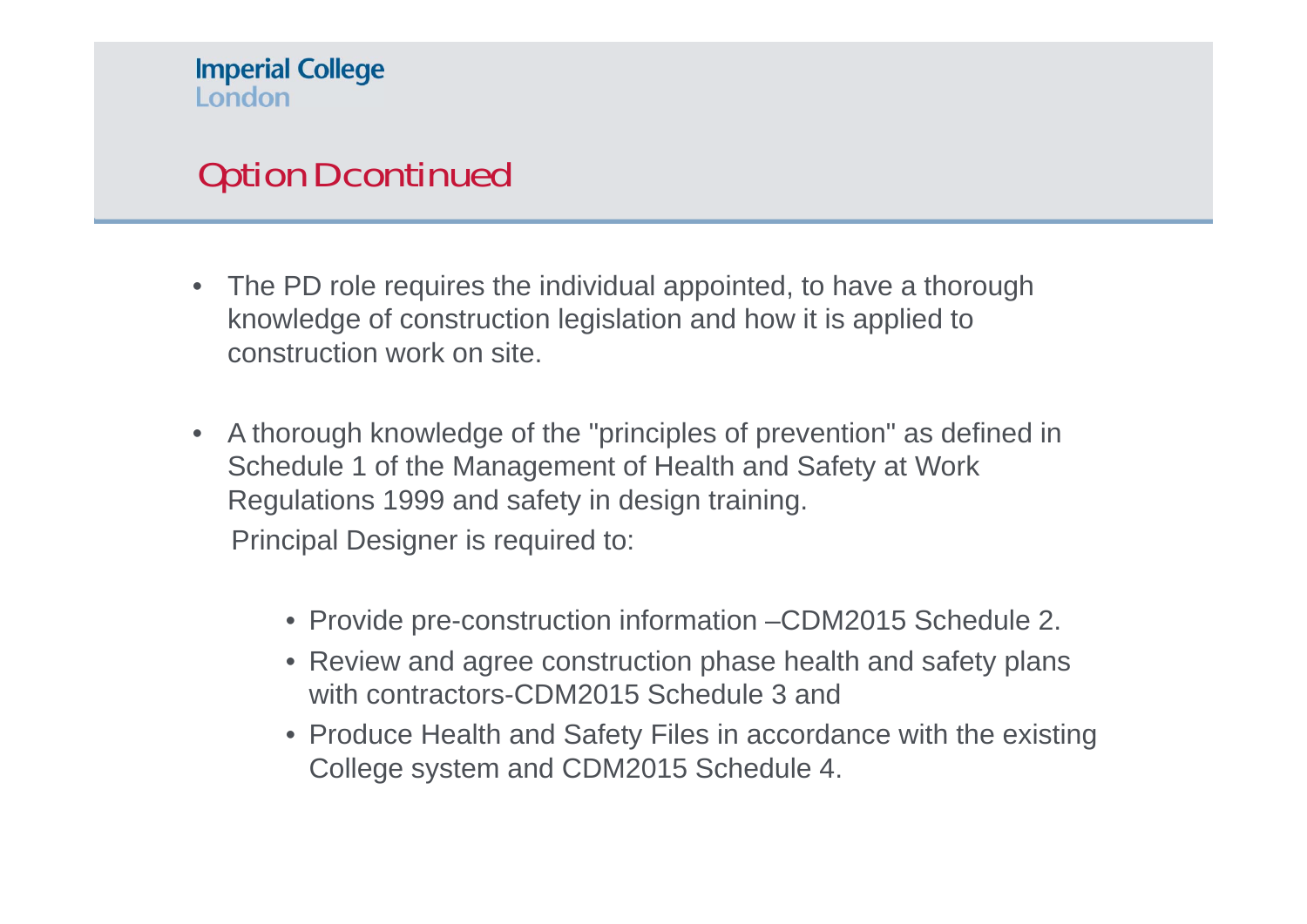## Option D continued

- The PD role requires the individual appointed, to have a thorough knowledge of construction legislation and how it is applied to construction work on site.
- A thorough knowledge of the "principles of prevention" as defined in Schedule 1 of the Management of Health and Safety at Work Regulations 1999 and safety in design training.

  Principal Designer is required to:

  - Provide pre-construction information –CDM2015 Schedule 2.
  - Review and agree construction phase health and safety plans with contractors-CDM2015 Schedule 3 and
  - Produce Health and Safety Files in accordance with the existing College system and CDM2015 Schedule 4.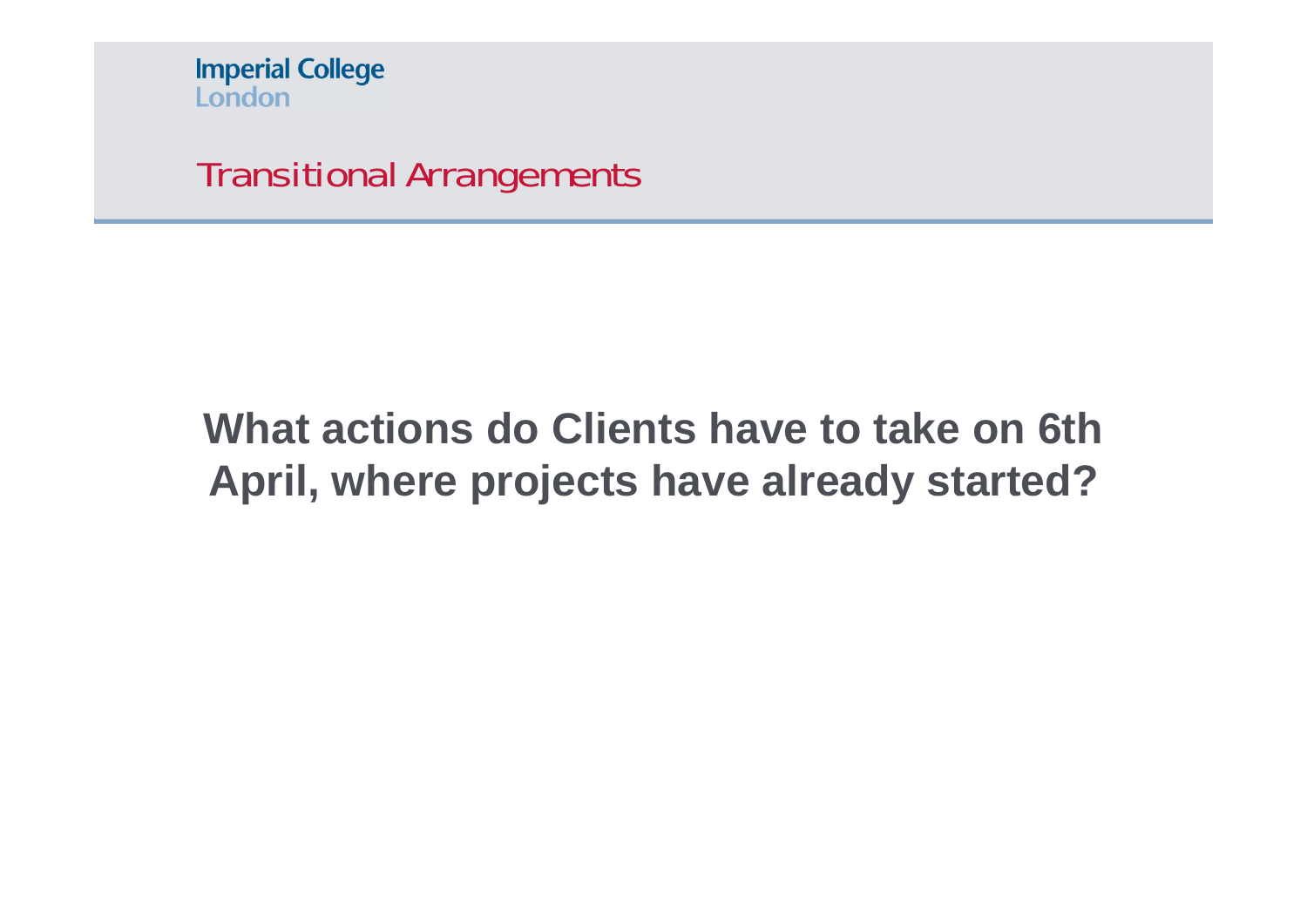## Transitional Arrangements

**What actions do Clients have to take on 6th April, where projects have already started?**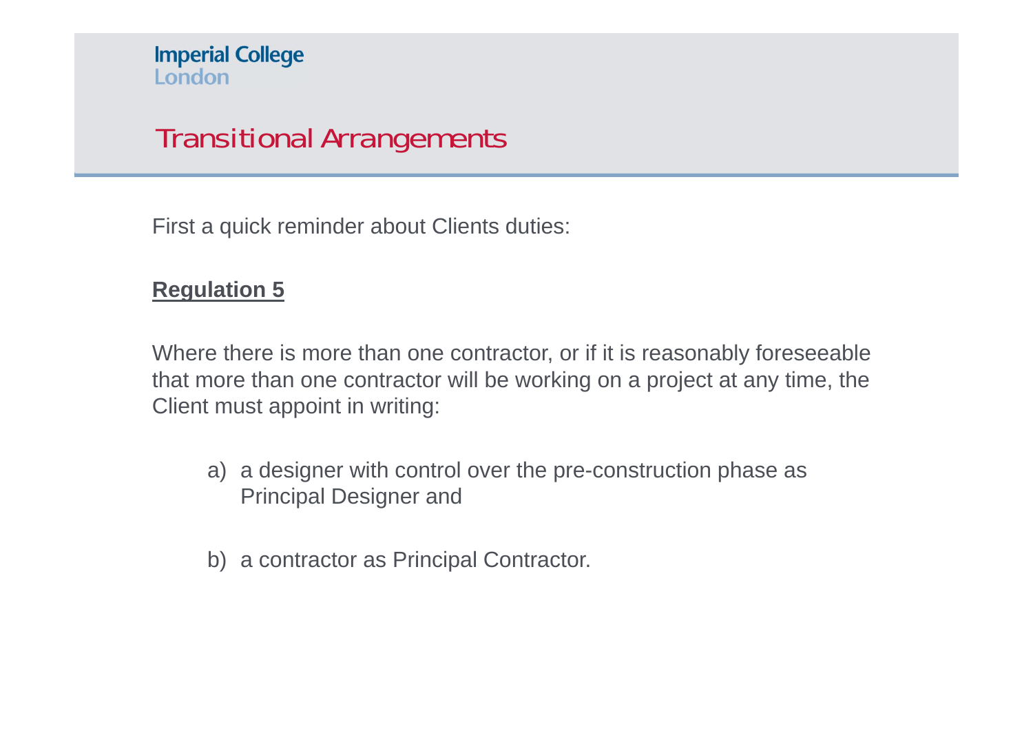# Transitional Arrangements

First a quick reminder about Clients duties:

**Regulation 5**

Where there is more than one contractor, or if it is reasonably foreseeable that more than one contractor will be working on a project at any time, the Client must appoint in writing:

a) a designer with control over the pre-construction phase as Principal Designer and

b) a contractor as Principal Contractor.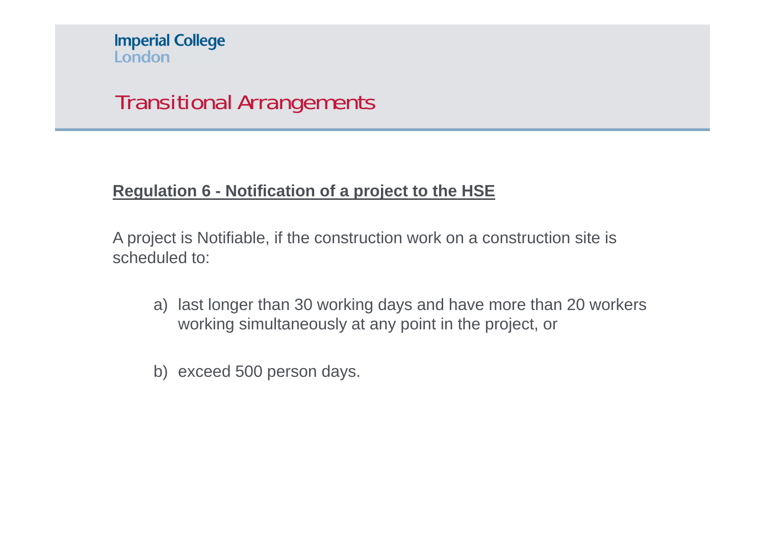# Transitional Arrangements

**Regulation 6 - Notification of a project to the HSE**

A project is Notifiable, if the construction work on a construction site is scheduled to:

a) last longer than 30 working days and have more than 20 workers working simultaneously at any point in the project, or

b) exceed 500 person days.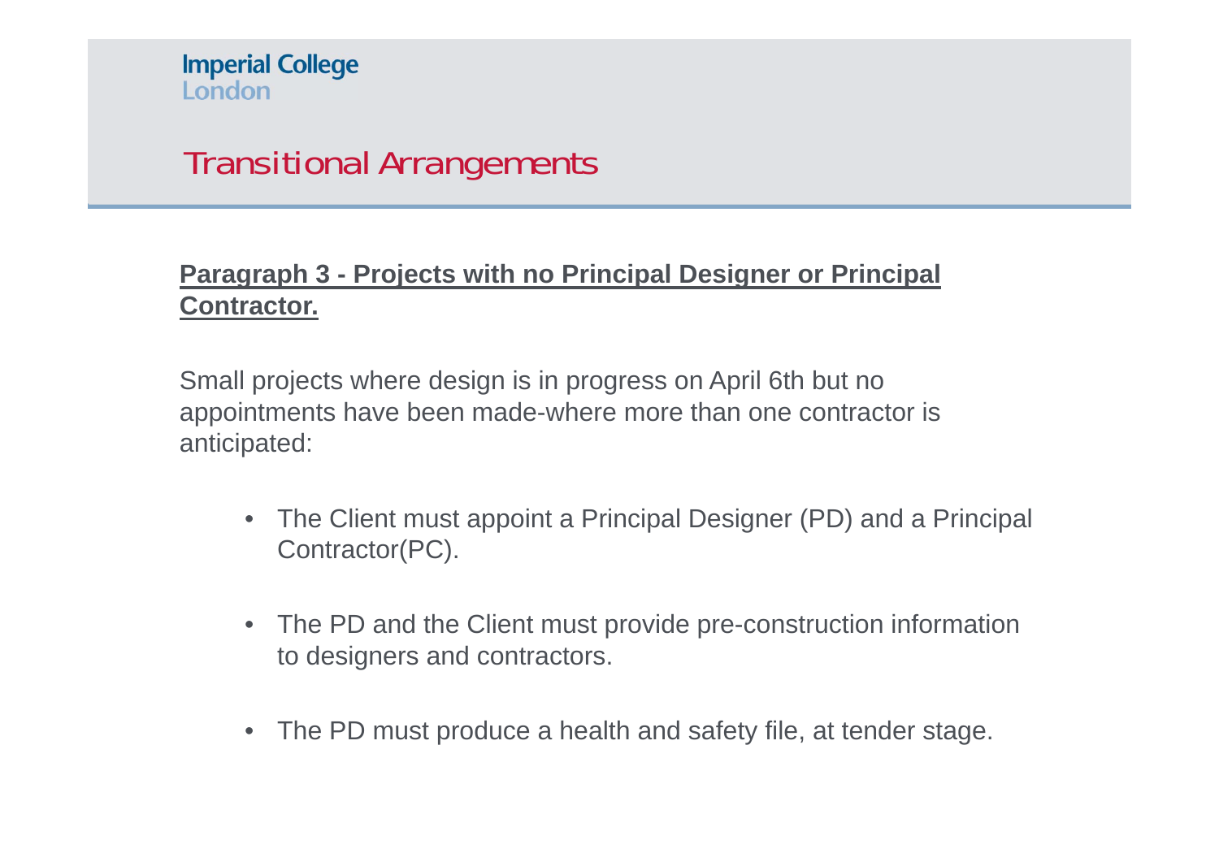# Transitional Arrangements

**Paragraph 3 - Projects with no Principal Designer or Principal Contractor.**

Small projects where design is in progress on April 6th but no appointments have been made-where more than one contractor is anticipated:

- The Client must appoint a Principal Designer (PD) and a Principal Contractor(PC).
- The PD and the Client must provide pre-construction information to designers and contractors.
- The PD must produce a health and safety file, at tender stage.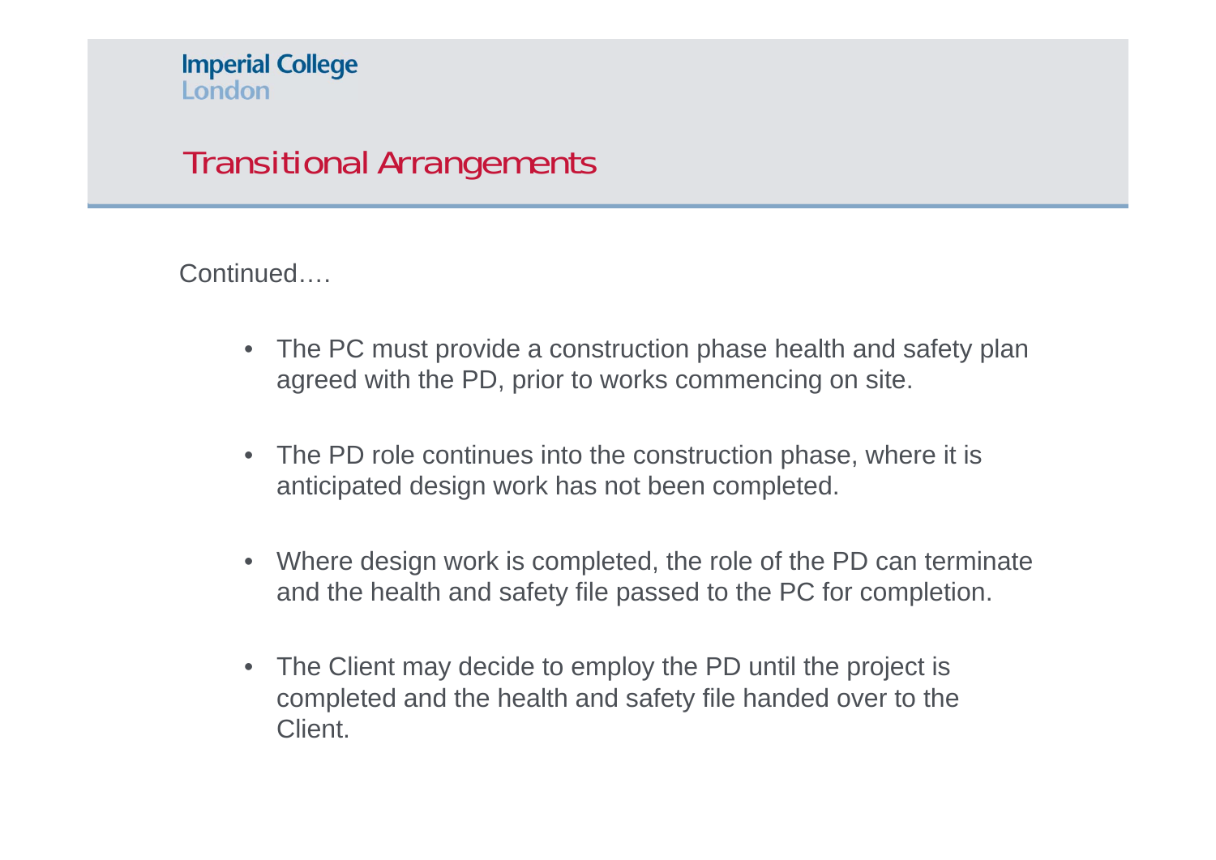# Transitional Arrangements

Continued….

- The PC must provide a construction phase health and safety plan agreed with the PD, prior to works commencing on site.
- The PD role continues into the construction phase, where it is anticipated design work has not been completed.
- Where design work is completed, the role of the PD can terminate and the health and safety file passed to the PC for completion.
- The Client may decide to employ the PD until the project is completed and the health and safety file handed over to the Client.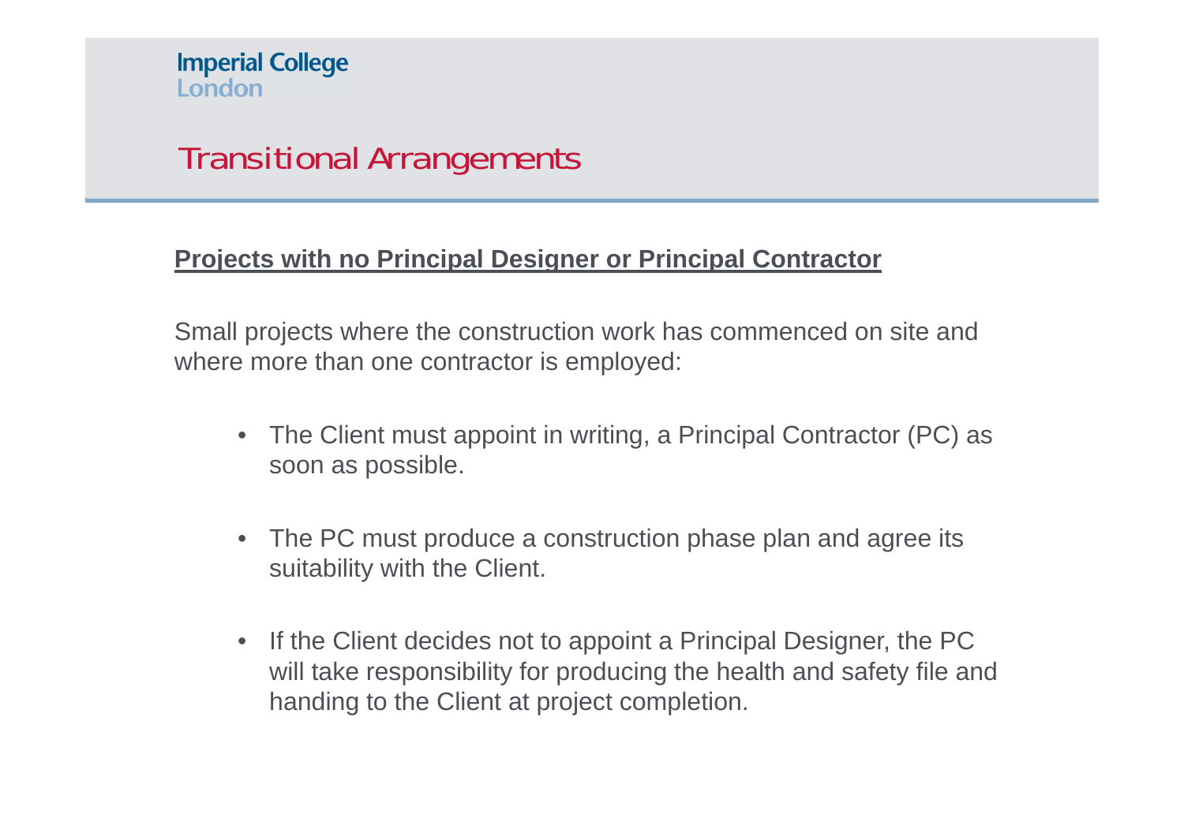# Transitional Arrangements

**Projects with no Principal Designer or Principal Contractor**

Small projects where the construction work has commenced on site and where more than one contractor is employed:

- The Client must appoint in writing, a Principal Contractor (PC) as soon as possible.
- The PC must produce a construction phase plan and agree its suitability with the Client.
- If the Client decides not to appoint a Principal Designer, the PC will take responsibility for producing the health and safety file and handing to the Client at project completion.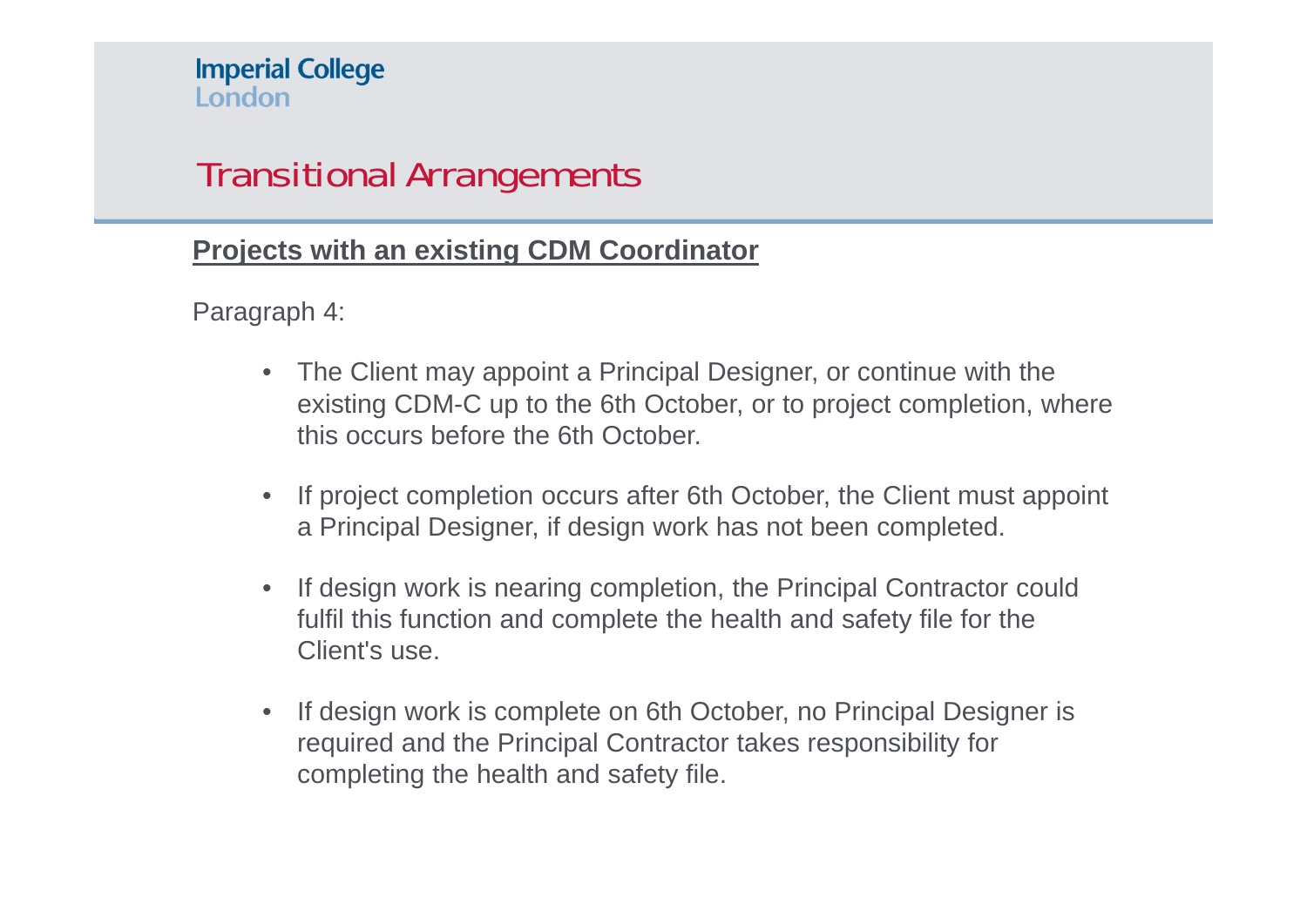# Transitional Arrangements

**Projects with an existing CDM Coordinator**

Paragraph 4:

- The Client may appoint a Principal Designer, or continue with the existing CDM-C up to the 6th October, or to project completion, where this occurs before the 6th October.
- If project completion occurs after 6th October, the Client must appoint a Principal Designer, if design work has not been completed.
- If design work is nearing completion, the Principal Contractor could fulfil this function and complete the health and safety file for the Client's use.
- If design work is complete on 6th October, no Principal Designer is required and the Principal Contractor takes responsibility for completing the health and safety file.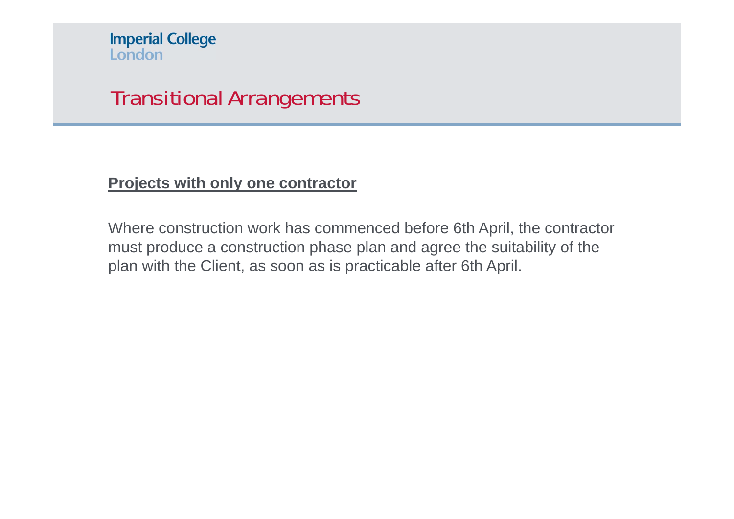# Transitional Arrangements

**Projects with only one contractor**

Where construction work has commenced before 6th April, the contractor must produce a construction phase plan and agree the suitability of the plan with the Client, as soon as is practicable after 6th April.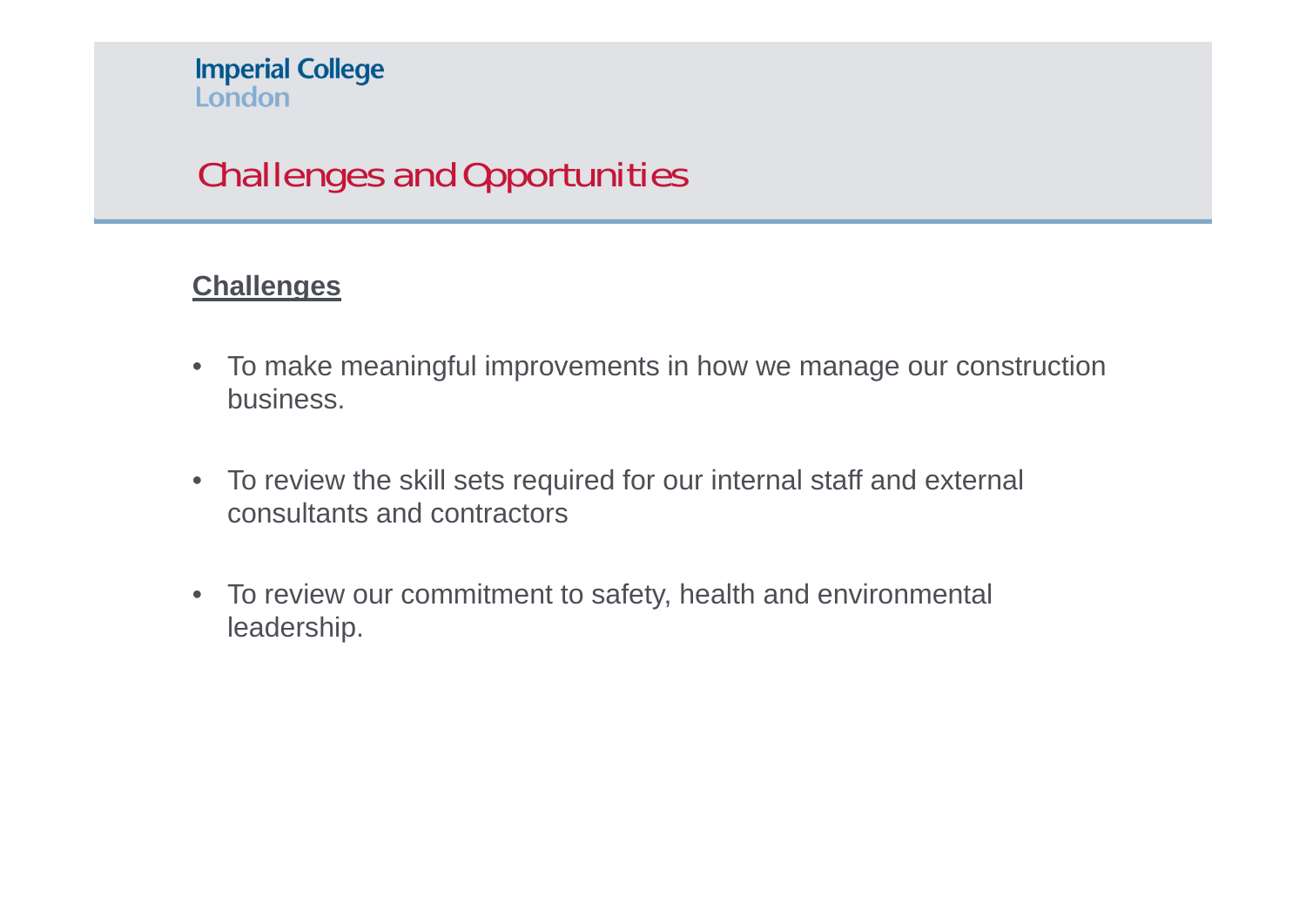Imperial College London

# Challenges and Opportunities

**Challenges**

- To make meaningful improvements in how we manage our construction business.
- To review the skill sets required for our internal staff and external consultants and contractors
- To review our commitment to safety, health and environmental leadership.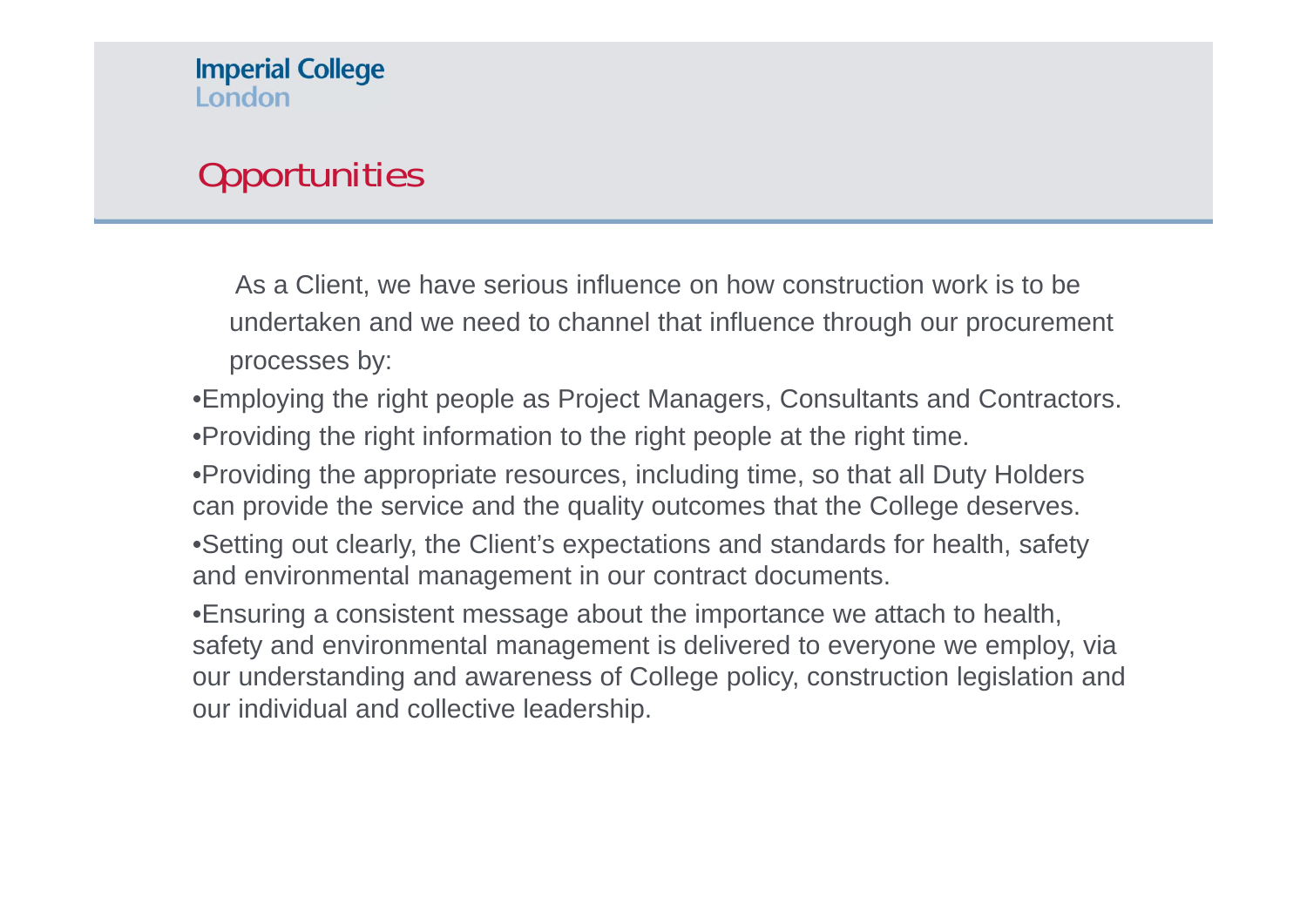## Opportunities

As a Client, we have serious influence on how construction work is to be undertaken and we need to channel that influence through our procurement processes by:

- Employing the right people as Project Managers, Consultants and Contractors.
- Providing the right information to the right people at the right time.
- Providing the appropriate resources, including time, so that all Duty Holders can provide the service and the quality outcomes that the College deserves.
- Setting out clearly, the Client's expectations and standards for health, safety and environmental management in our contract documents.
- Ensuring a consistent message about the importance we attach to health, safety and environmental management is delivered to everyone we employ, via our understanding and awareness of College policy, construction legislation and our individual and collective leadership.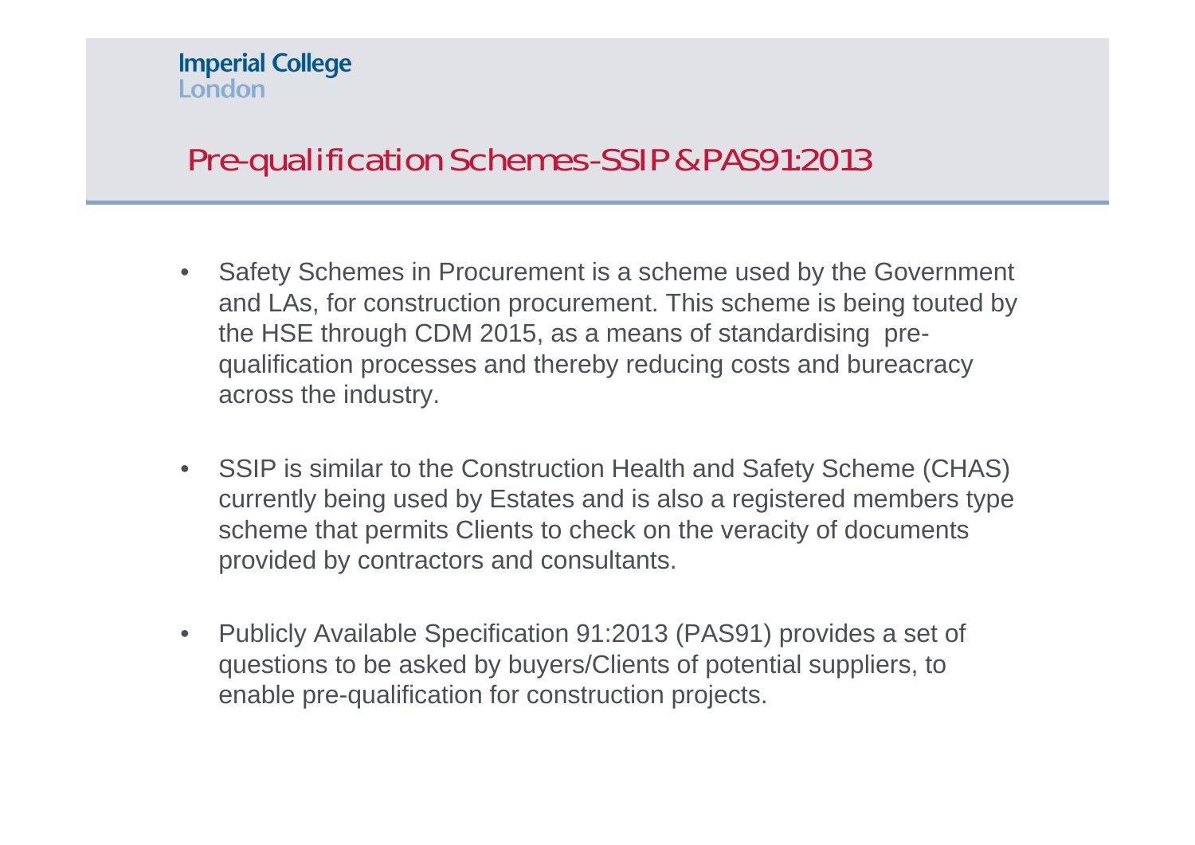## Pre-qualification Schemes-SSIP & PAS91:2013

- Safety Schemes in Procurement is a scheme used by the Government and LAs, for construction procurement. This scheme is being touted by the HSE through CDM 2015, as a means of standardising pre-qualification processes and thereby reducing costs and bureacracy across the industry.
- SSIP is similar to the Construction Health and Safety Scheme (CHAS) currently being used by Estates and is also a registered members type scheme that permits Clients to check on the veracity of documents provided by contractors and consultants.
- Publicly Available Specification 91:2013 (PAS91) provides a set of questions to be asked by buyers/Clients of potential suppliers, to enable pre-qualification for construction projects.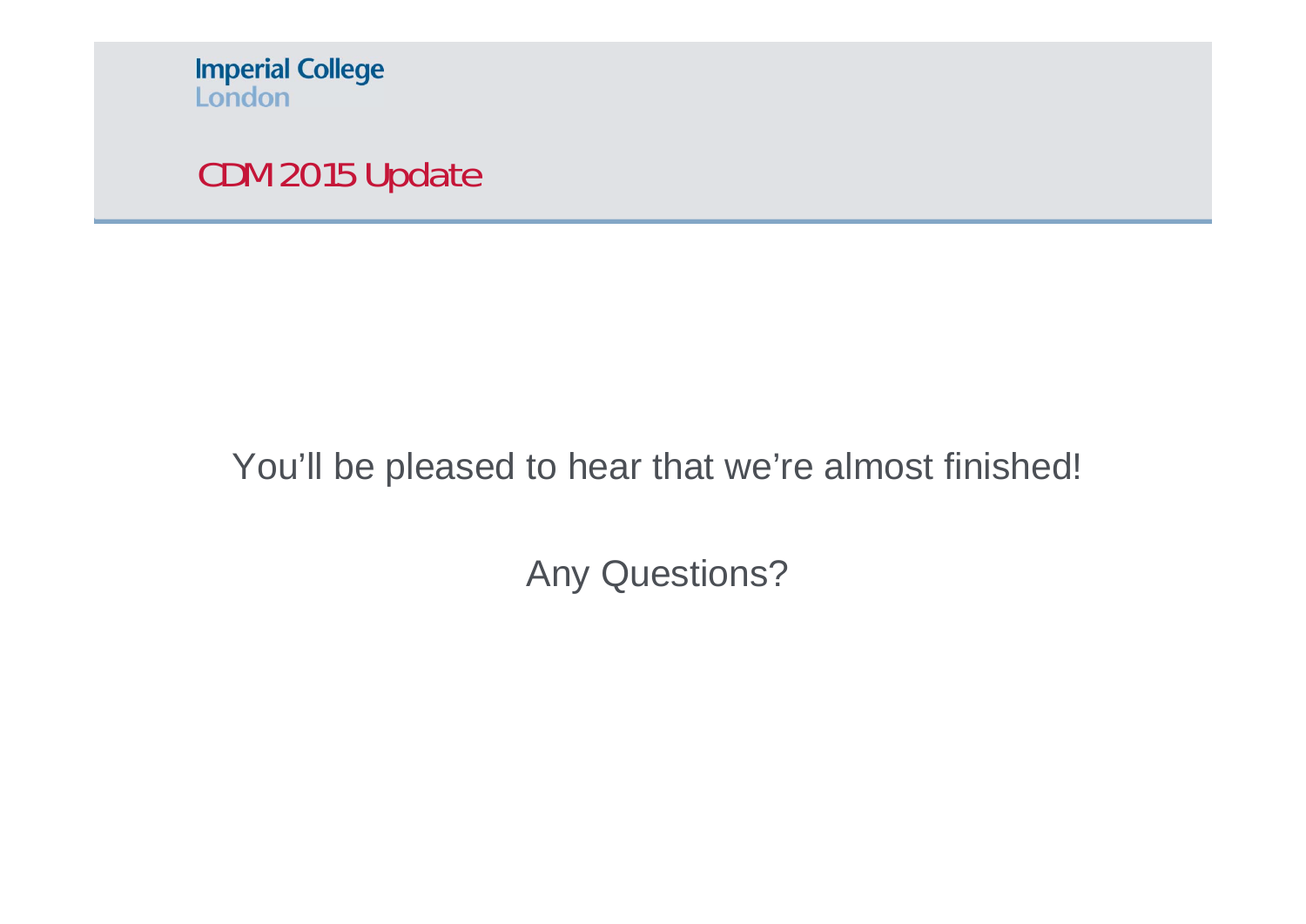Imperial College London

# CDM 2015 Update

You'll be pleased to hear that we're almost finished!

Any Questions?